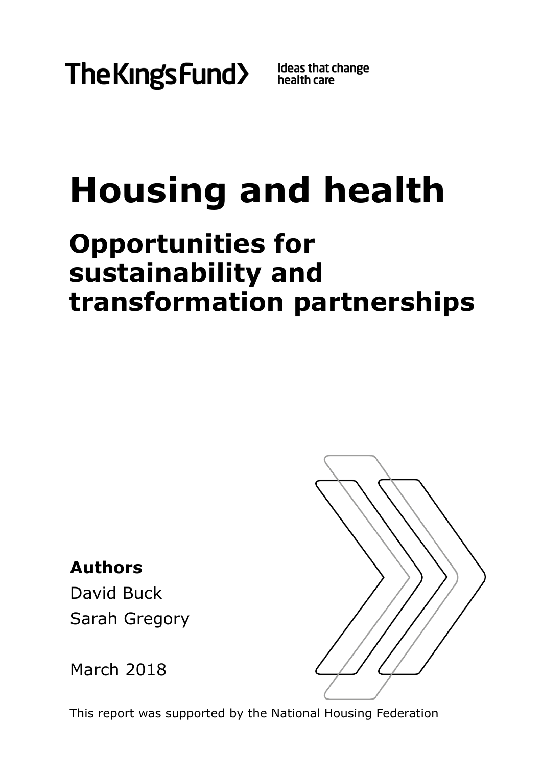The King's Fund › Ideas that change health care

# Housing and health

## Opportunities for sustainability and transformation partnerships

**Authors**

David Buck

Sarah Gregory

March 2018

This report was supported by the National Housing Federation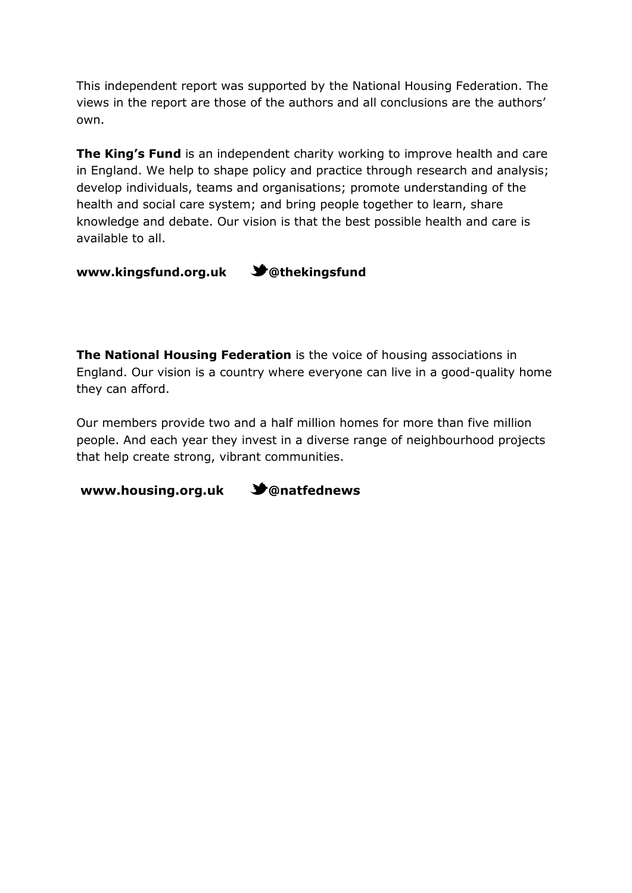This independent report was supported by the National Housing Federation. The views in the report are those of the authors and all conclusions are the authors' own.

**The King's Fund** is an independent charity working to improve health and care in England. We help to shape policy and practice through research and analysis; develop individuals, teams and organisations; promote understanding of the health and social care system; and bring people together to learn, share knowledge and debate. Our vision is that the best possible health and care is available to all.

**www.kingsfund.org.uk** **@thekingsfund**

**The National Housing Federation** is the voice of housing associations in England. Our vision is a country where everyone can live in a good-quality home they can afford.

Our members provide two and a half million homes for more than five million people. And each year they invest in a diverse range of neighbourhood projects that help create strong, vibrant communities.

**www.housing.org.uk** **@natfednews**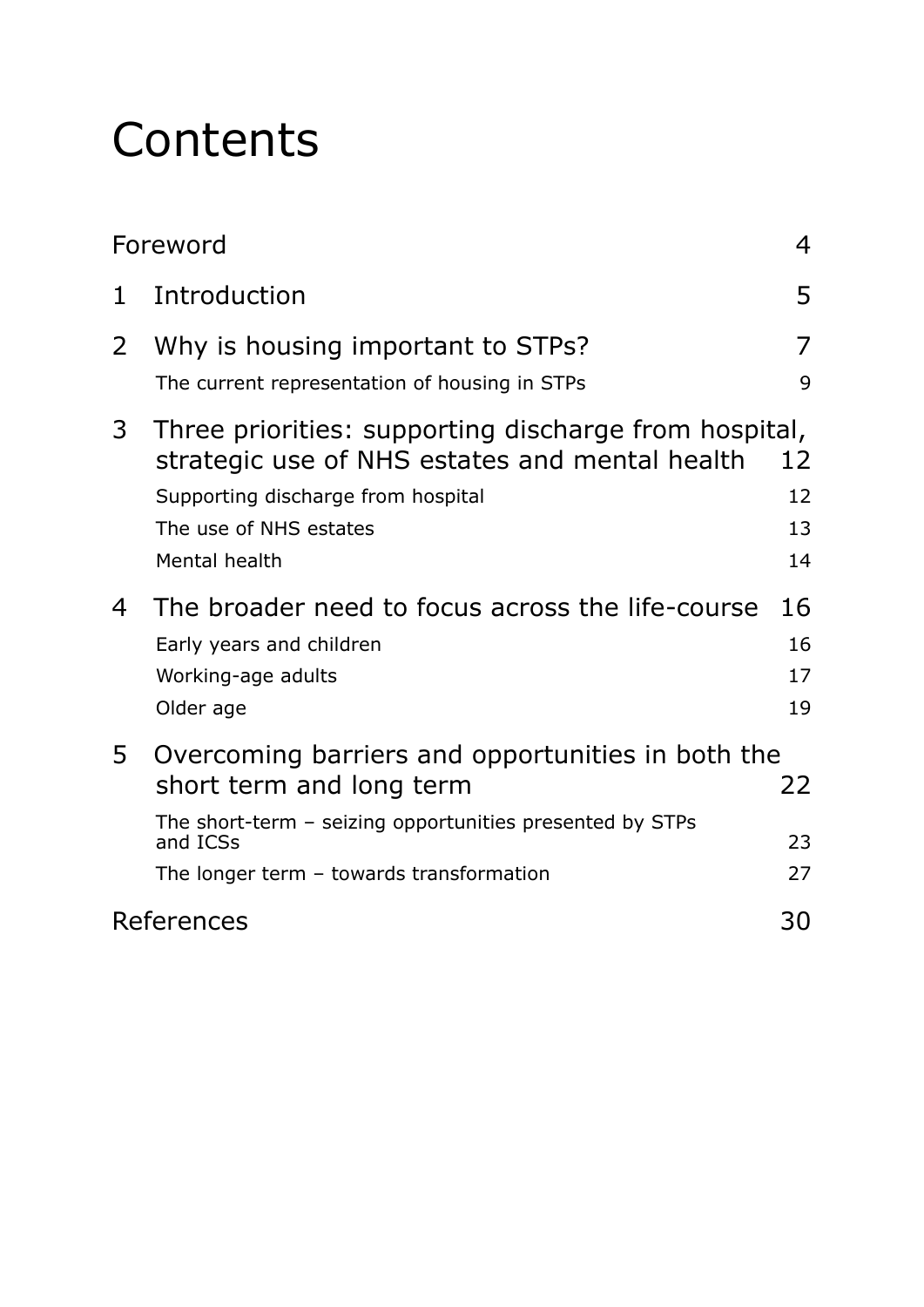# Contents

| | | |
|---|---|---|
| Foreword | | 4 |
| 1 | Introduction | 5 |
| 2 | Why is housing important to STPs? | 7 |
| | The current representation of housing in STPs | 9 |
| 3 | Three priorities: supporting discharge from hospital, strategic use of NHS estates and mental health | 12 |
| | Supporting discharge from hospital | 12 |
| | The use of NHS estates | 13 |
| | Mental health | 14 |
| 4 | The broader need to focus across the life-course | 16 |
| | Early years and children | 16 |
| | Working-age adults | 17 |
| | Older age | 19 |
| 5 | Overcoming barriers and opportunities in both the short term and long term | 22 |
| | The short-term – seizing opportunities presented by STPs and ICSs | 23 |
| | The longer term – towards transformation | 27 |
| References | | 30 |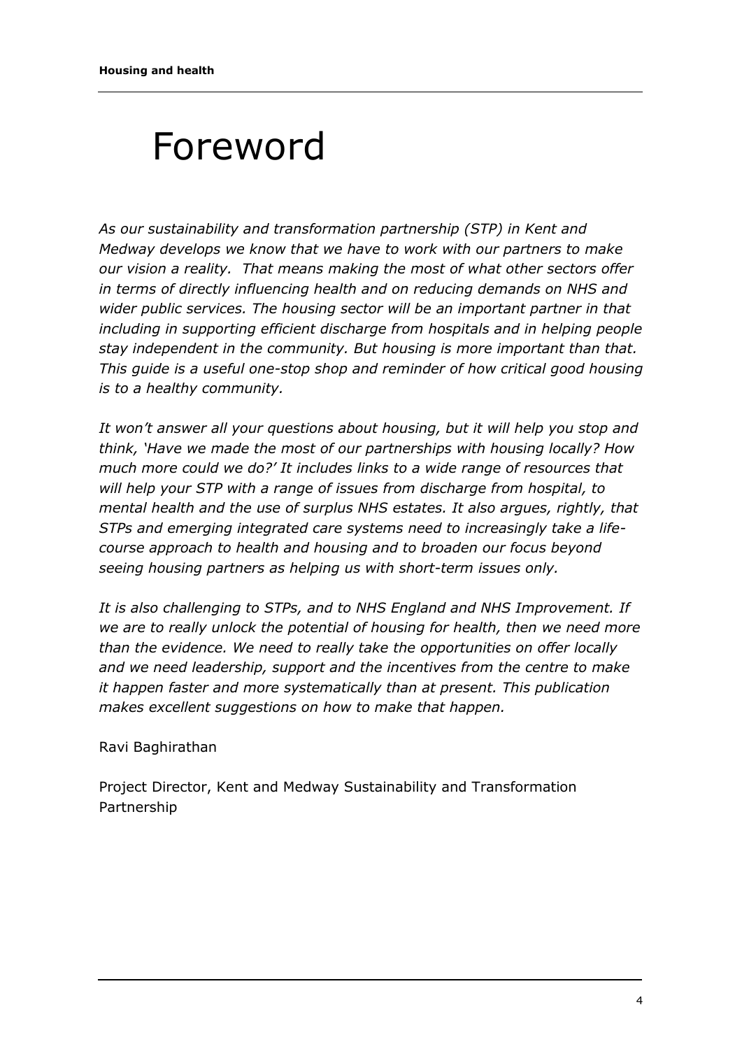# Foreword

*As our sustainability and transformation partnership (STP) in Kent and Medway develops we know that we have to work with our partners to make our vision a reality. That means making the most of what other sectors offer in terms of directly influencing health and on reducing demands on NHS and wider public services. The housing sector will be an important partner in that including in supporting efficient discharge from hospitals and in helping people stay independent in the community. But housing is more important than that. This guide is a useful one-stop shop and reminder of how critical good housing is to a healthy community.*

*It won't answer all your questions about housing, but it will help you stop and think, 'Have we made the most of our partnerships with housing locally? How much more could we do?' It includes links to a wide range of resources that will help your STP with a range of issues from discharge from hospital, to mental health and the use of surplus NHS estates. It also argues, rightly, that STPs and emerging integrated care systems need to increasingly take a life-course approach to health and housing and to broaden our focus beyond seeing housing partners as helping us with short-term issues only.*

*It is also challenging to STPs, and to NHS England and NHS Improvement. If we are to really unlock the potential of housing for health, then we need more than the evidence. We need to really take the opportunities on offer locally and we need leadership, support and the incentives from the centre to make it happen faster and more systematically than at present. This publication makes excellent suggestions on how to make that happen.*

Ravi Baghirathan

Project Director, Kent and Medway Sustainability and Transformation Partnership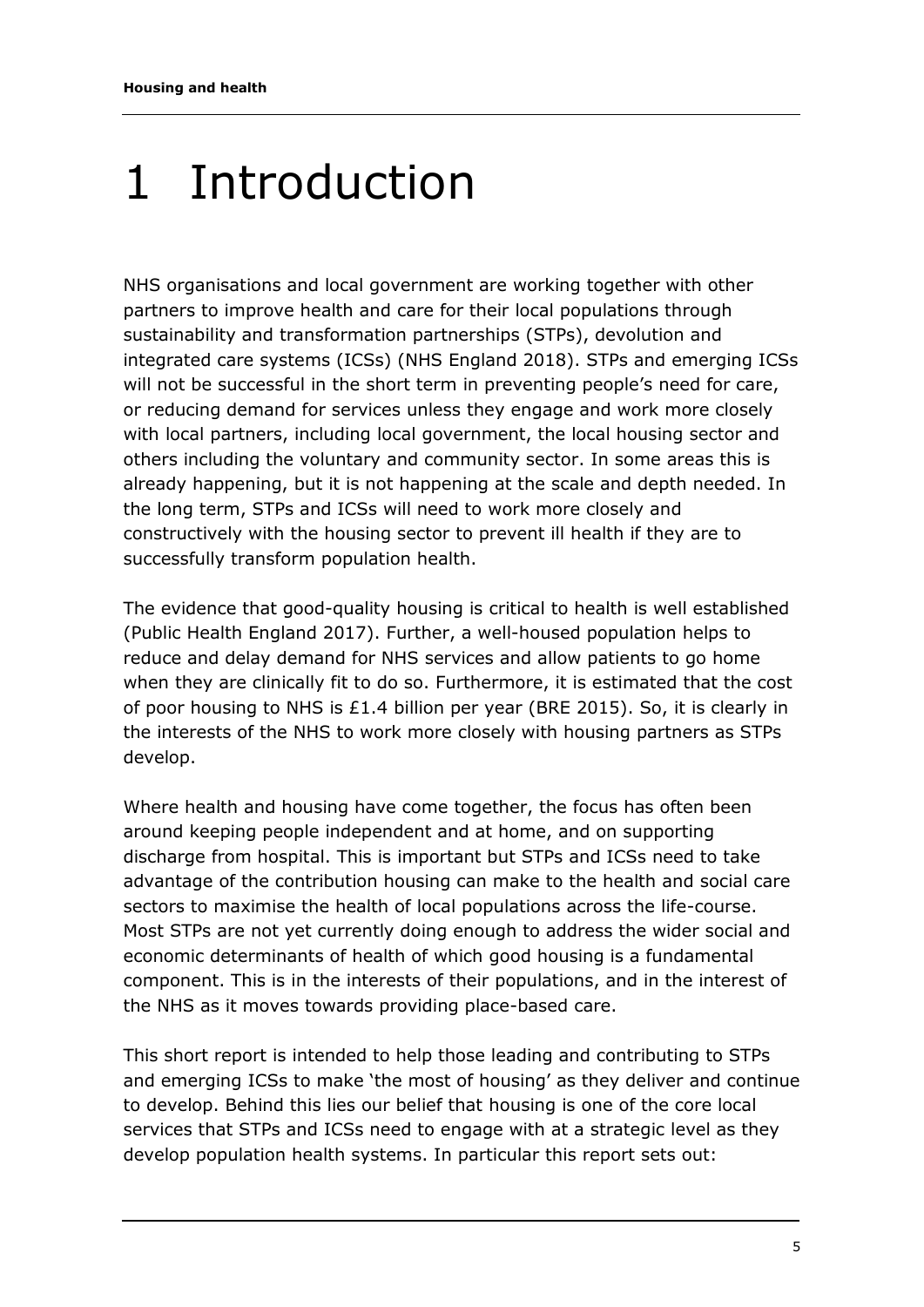# 1 Introduction

NHS organisations and local government are working together with other partners to improve health and care for their local populations through sustainability and transformation partnerships (STPs), devolution and integrated care systems (ICSs) (NHS England 2018). STPs and emerging ICSs will not be successful in the short term in preventing people's need for care, or reducing demand for services unless they engage and work more closely with local partners, including local government, the local housing sector and others including the voluntary and community sector. In some areas this is already happening, but it is not happening at the scale and depth needed. In the long term, STPs and ICSs will need to work more closely and constructively with the housing sector to prevent ill health if they are to successfully transform population health.

The evidence that good-quality housing is critical to health is well established (Public Health England 2017). Further, a well-housed population helps to reduce and delay demand for NHS services and allow patients to go home when they are clinically fit to do so. Furthermore, it is estimated that the cost of poor housing to NHS is £1.4 billion per year (BRE 2015). So, it is clearly in the interests of the NHS to work more closely with housing partners as STPs develop.

Where health and housing have come together, the focus has often been around keeping people independent and at home, and on supporting discharge from hospital. This is important but STPs and ICSs need to take advantage of the contribution housing can make to the health and social care sectors to maximise the health of local populations across the life-course. Most STPs are not yet currently doing enough to address the wider social and economic determinants of health of which good housing is a fundamental component. This is in the interests of their populations, and in the interest of the NHS as it moves towards providing place-based care.

This short report is intended to help those leading and contributing to STPs and emerging ICSs to make 'the most of housing' as they deliver and continue to develop. Behind this lies our belief that housing is one of the core local services that STPs and ICSs need to engage with at a strategic level as they develop population health systems. In particular this report sets out: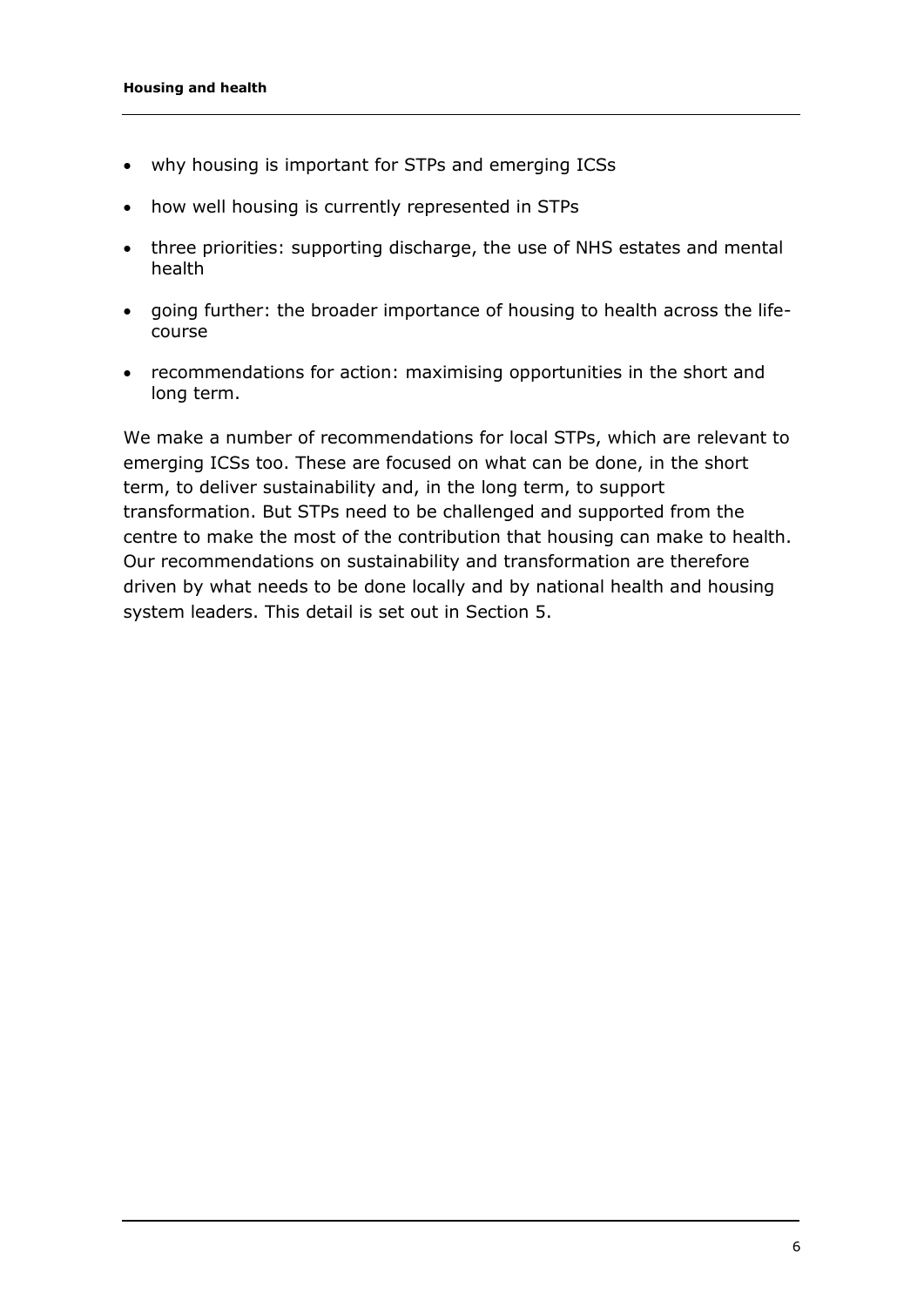- why housing is important for STPs and emerging ICSs
- how well housing is currently represented in STPs
- three priorities: supporting discharge, the use of NHS estates and mental health
- going further: the broader importance of housing to health across the life-course
- recommendations for action: maximising opportunities in the short and long term.

We make a number of recommendations for local STPs, which are relevant to emerging ICSs too. These are focused on what can be done, in the short term, to deliver sustainability and, in the long term, to support transformation. But STPs need to be challenged and supported from the centre to make the most of the contribution that housing can make to health. Our recommendations on sustainability and transformation are therefore driven by what needs to be done locally and by national health and housing system leaders. This detail is set out in Section 5.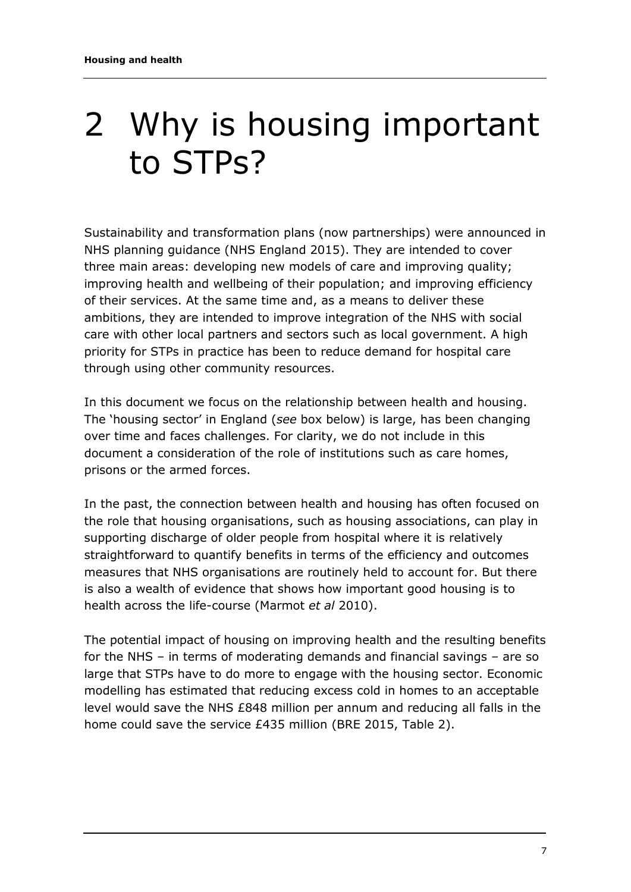# 2 Why is housing important to STPs?

Sustainability and transformation plans (now partnerships) were announced in NHS planning guidance (NHS England 2015). They are intended to cover three main areas: developing new models of care and improving quality; improving health and wellbeing of their population; and improving efficiency of their services. At the same time and, as a means to deliver these ambitions, they are intended to improve integration of the NHS with social care with other local partners and sectors such as local government. A high priority for STPs in practice has been to reduce demand for hospital care through using other community resources.

In this document we focus on the relationship between health and housing. The 'housing sector' in England (*see* box below) is large, has been changing over time and faces challenges. For clarity, we do not include in this document a consideration of the role of institutions such as care homes, prisons or the armed forces.

In the past, the connection between health and housing has often focused on the role that housing organisations, such as housing associations, can play in supporting discharge of older people from hospital where it is relatively straightforward to quantify benefits in terms of the efficiency and outcomes measures that NHS organisations are routinely held to account for. But there is also a wealth of evidence that shows how important good housing is to health across the life-course (Marmot *et al* 2010).

The potential impact of housing on improving health and the resulting benefits for the NHS – in terms of moderating demands and financial savings – are so large that STPs have to do more to engage with the housing sector. Economic modelling has estimated that reducing excess cold in homes to an acceptable level would save the NHS £848 million per annum and reducing all falls in the home could save the service £435 million (BRE 2015, Table 2).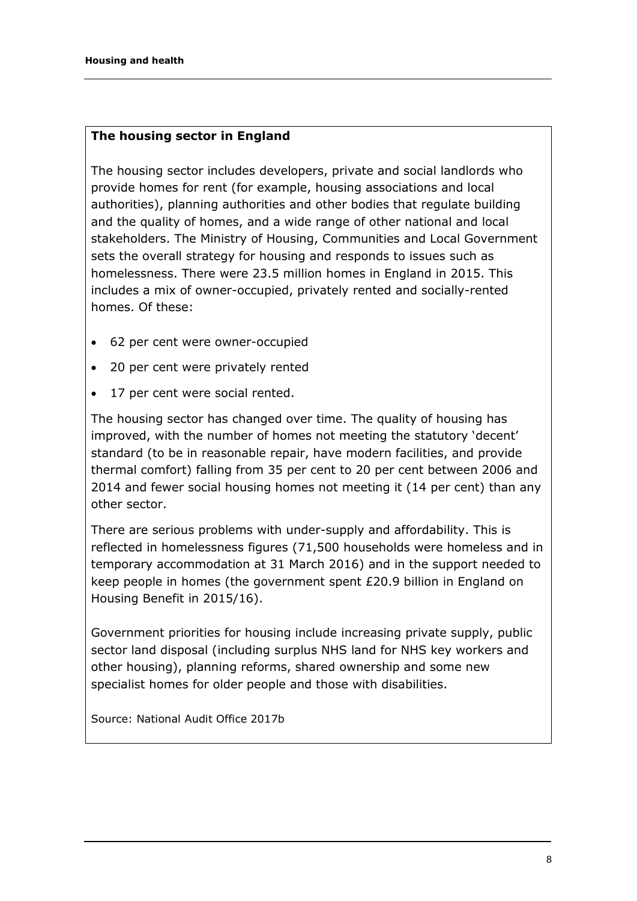**The housing sector in England**

The housing sector includes developers, private and social landlords who provide homes for rent (for example, housing associations and local authorities), planning authorities and other bodies that regulate building and the quality of homes, and a wide range of other national and local stakeholders. The Ministry of Housing, Communities and Local Government sets the overall strategy for housing and responds to issues such as homelessness. There were 23.5 million homes in England in 2015. This includes a mix of owner-occupied, privately rented and socially-rented homes. Of these:

- 62 per cent were owner-occupied
- 20 per cent were privately rented
- 17 per cent were social rented.

The housing sector has changed over time. The quality of housing has improved, with the number of homes not meeting the statutory 'decent' standard (to be in reasonable repair, have modern facilities, and provide thermal comfort) falling from 35 per cent to 20 per cent between 2006 and 2014 and fewer social housing homes not meeting it (14 per cent) than any other sector.

There are serious problems with under-supply and affordability. This is reflected in homelessness figures (71,500 households were homeless and in temporary accommodation at 31 March 2016) and in the support needed to keep people in homes (the government spent £20.9 billion in England on Housing Benefit in 2015/16).

Government priorities for housing include increasing private supply, public sector land disposal (including surplus NHS land for NHS key workers and other housing), planning reforms, shared ownership and some new specialist homes for older people and those with disabilities.

Source: National Audit Office 2017b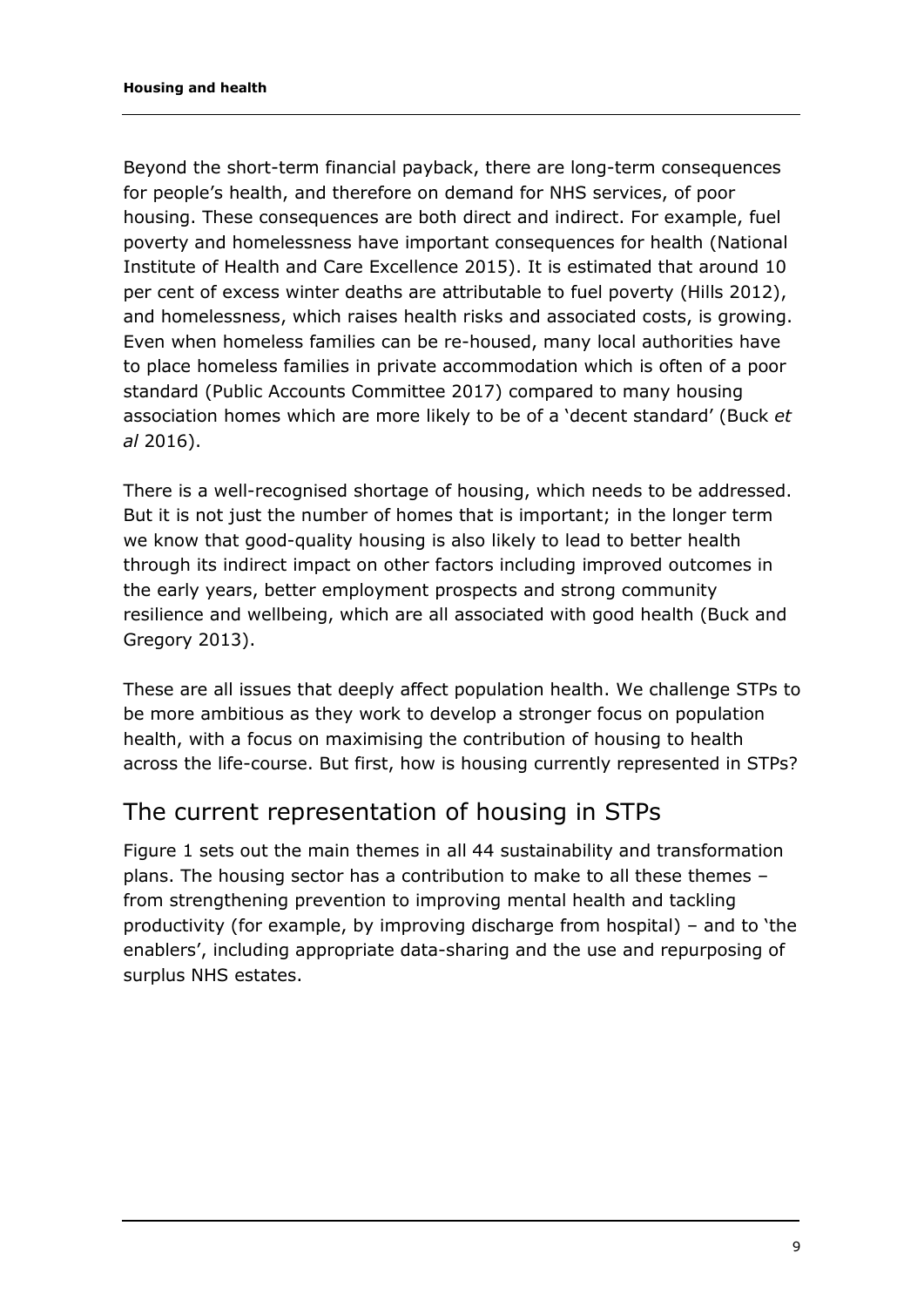Beyond the short-term financial payback, there are long-term consequences for people's health, and therefore on demand for NHS services, of poor housing. These consequences are both direct and indirect. For example, fuel poverty and homelessness have important consequences for health (National Institute of Health and Care Excellence 2015). It is estimated that around 10 per cent of excess winter deaths are attributable to fuel poverty (Hills 2012), and homelessness, which raises health risks and associated costs, is growing. Even when homeless families can be re-housed, many local authorities have to place homeless families in private accommodation which is often of a poor standard (Public Accounts Committee 2017) compared to many housing association homes which are more likely to be of a 'decent standard' (Buck *et al* 2016).

There is a well-recognised shortage of housing, which needs to be addressed. But it is not just the number of homes that is important; in the longer term we know that good-quality housing is also likely to lead to better health through its indirect impact on other factors including improved outcomes in the early years, better employment prospects and strong community resilience and wellbeing, which are all associated with good health (Buck and Gregory 2013).

These are all issues that deeply affect population health. We challenge STPs to be more ambitious as they work to develop a stronger focus on population health, with a focus on maximising the contribution of housing to health across the life-course. But first, how is housing currently represented in STPs?

## The current representation of housing in STPs

Figure 1 sets out the main themes in all 44 sustainability and transformation plans. The housing sector has a contribution to make to all these themes – from strengthening prevention to improving mental health and tackling productivity (for example, by improving discharge from hospital) – and to 'the enablers', including appropriate data-sharing and the use and repurposing of surplus NHS estates.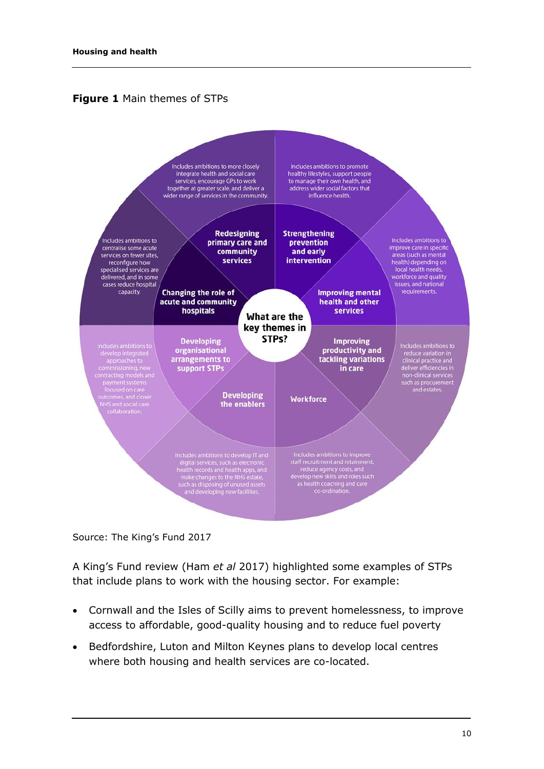**Figure 1** Main themes of STPs

**What are the key themes in STPs?**

**Redesigning primary care and community services**
Includes ambitions to more closely integrate health and social care services, encourage GPs to work together at greater scale and deliver a wider range of services in the community.

**Strengthening prevention and early intervention**
Includes ambitions to promote healthy lifestyles, support people to manage their own health, and address wider social factors that influence health.

**Improving mental health and other services**
Includes ambitions to improve care in specific areas (such as mental health) depending on local health needs, workforce and quality issues, and national requirements.

**Improving productivity and tackling variations in care**
Includes ambitions to reduce variation in clinical practice and deliver efficiencies in non-clinical services such as procurement and estates.

**Workforce**
Includes ambitions to improve staff recruitment and retention, reduce agency costs, and develop new skills and roles such as health coaching and care co-ordination.

**Developing the enablers**
Includes ambitions to develop IT and digital services, such as electronic health records and health apps, and make changes to the NHS estate, such as disposing of unused assets and developing new facilities.

**Developing organisational arrangements to support STPs**
Includes ambitions to develop integrated approaches to commissioning, new contracting models and payment systems focused on care outcomes, and closer NHS and social care collaboration.

**Changing the role of acute and community hospitals**
Includes ambitions to centralise some acute services on fewer sites, reconfigure how specialised services are delivered, and in some cases reduce hospital capacity.

Source: The King's Fund 2017

A King's Fund review (Ham *et al* 2017) highlighted some examples of STPs that include plans to work with the housing sector. For example:

- Cornwall and the Isles of Scilly aims to prevent homelessness, to improve access to affordable, good-quality housing and to reduce fuel poverty
- Bedfordshire, Luton and Milton Keynes plans to develop local centres where both housing and health services are co-located.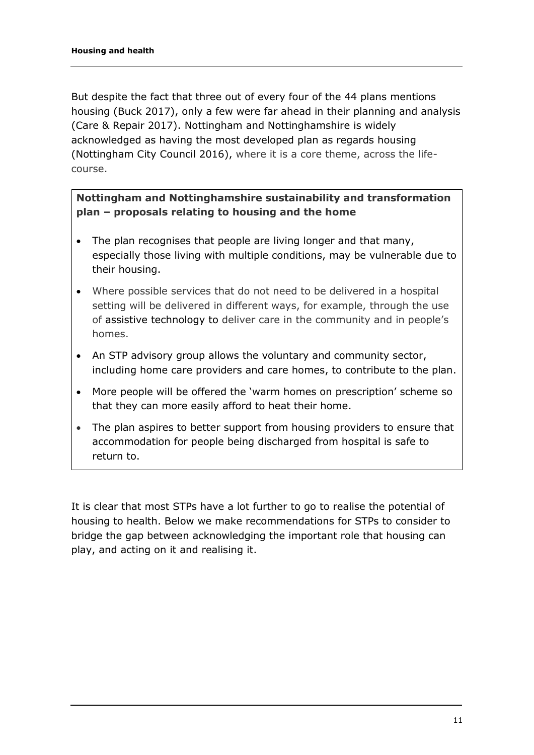But despite the fact that three out of every four of the 44 plans mentions housing (Buck 2017), only a few were far ahead in their planning and analysis (Care & Repair 2017). Nottingham and Nottinghamshire is widely acknowledged as having the most developed plan as regards housing (Nottingham City Council 2016), where it is a core theme, across the life-course.

**Nottingham and Nottinghamshire sustainability and transformation plan – proposals relating to housing and the home**

- The plan recognises that people are living longer and that many, especially those living with multiple conditions, may be vulnerable due to their housing.
- Where possible services that do not need to be delivered in a hospital setting will be delivered in different ways, for example, through the use of assistive technology to deliver care in the community and in people's homes.
- An STP advisory group allows the voluntary and community sector, including home care providers and care homes, to contribute to the plan.
- More people will be offered the 'warm homes on prescription' scheme so that they can more easily afford to heat their home.
- The plan aspires to better support from housing providers to ensure that accommodation for people being discharged from hospital is safe to return to.

It is clear that most STPs have a lot further to go to realise the potential of housing to health. Below we make recommendations for STPs to consider to bridge the gap between acknowledging the important role that housing can play, and acting on it and realising it.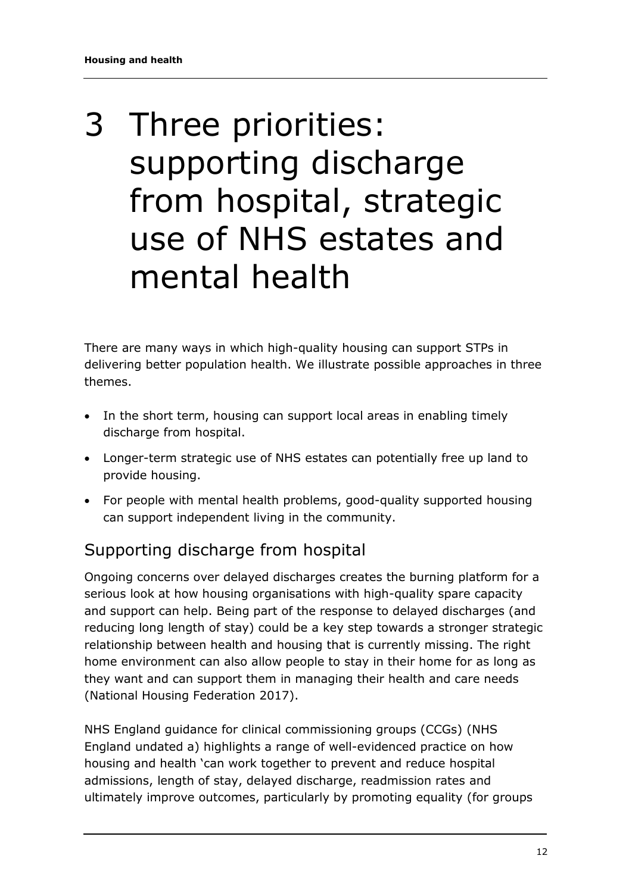# 3 Three priorities: supporting discharge from hospital, strategic use of NHS estates and mental health

There are many ways in which high-quality housing can support STPs in delivering better population health. We illustrate possible approaches in three themes.

- In the short term, housing can support local areas in enabling timely discharge from hospital.
- Longer-term strategic use of NHS estates can potentially free up land to provide housing.
- For people with mental health problems, good-quality supported housing can support independent living in the community.

## Supporting discharge from hospital

Ongoing concerns over delayed discharges creates the burning platform for a serious look at how housing organisations with high-quality spare capacity and support can help. Being part of the response to delayed discharges (and reducing long length of stay) could be a key step towards a stronger strategic relationship between health and housing that is currently missing. The right home environment can also allow people to stay in their home for as long as they want and can support them in managing their health and care needs (National Housing Federation 2017).

NHS England guidance for clinical commissioning groups (CCGs) (NHS England undated a) highlights a range of well-evidenced practice on how housing and health 'can work together to prevent and reduce hospital admissions, length of stay, delayed discharge, readmission rates and ultimately improve outcomes, particularly by promoting equality (for groups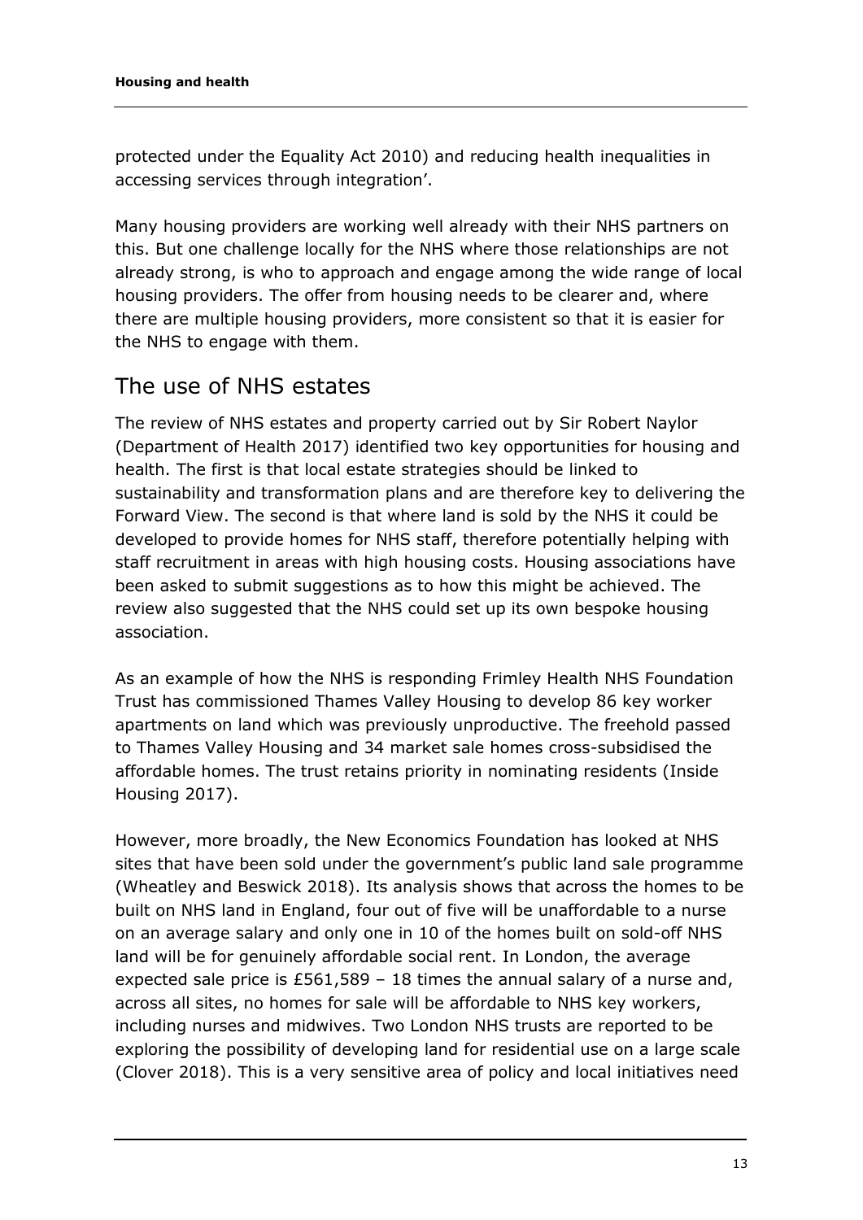protected under the Equality Act 2010) and reducing health inequalities in accessing services through integration'.

Many housing providers are working well already with their NHS partners on this. But one challenge locally for the NHS where those relationships are not already strong, is who to approach and engage among the wide range of local housing providers. The offer from housing needs to be clearer and, where there are multiple housing providers, more consistent so that it is easier for the NHS to engage with them.

## The use of NHS estates

The review of NHS estates and property carried out by Sir Robert Naylor (Department of Health 2017) identified two key opportunities for housing and health. The first is that local estate strategies should be linked to sustainability and transformation plans and are therefore key to delivering the Forward View. The second is that where land is sold by the NHS it could be developed to provide homes for NHS staff, therefore potentially helping with staff recruitment in areas with high housing costs. Housing associations have been asked to submit suggestions as to how this might be achieved. The review also suggested that the NHS could set up its own bespoke housing association.

As an example of how the NHS is responding Frimley Health NHS Foundation Trust has commissioned Thames Valley Housing to develop 86 key worker apartments on land which was previously unproductive. The freehold passed to Thames Valley Housing and 34 market sale homes cross-subsidised the affordable homes. The trust retains priority in nominating residents (Inside Housing 2017).

However, more broadly, the New Economics Foundation has looked at NHS sites that have been sold under the government's public land sale programme (Wheatley and Beswick 2018). Its analysis shows that across the homes to be built on NHS land in England, four out of five will be unaffordable to a nurse on an average salary and only one in 10 of the homes built on sold-off NHS land will be for genuinely affordable social rent. In London, the average expected sale price is £561,589 – 18 times the annual salary of a nurse and, across all sites, no homes for sale will be affordable to NHS key workers, including nurses and midwives. Two London NHS trusts are reported to be exploring the possibility of developing land for residential use on a large scale (Clover 2018). This is a very sensitive area of policy and local initiatives need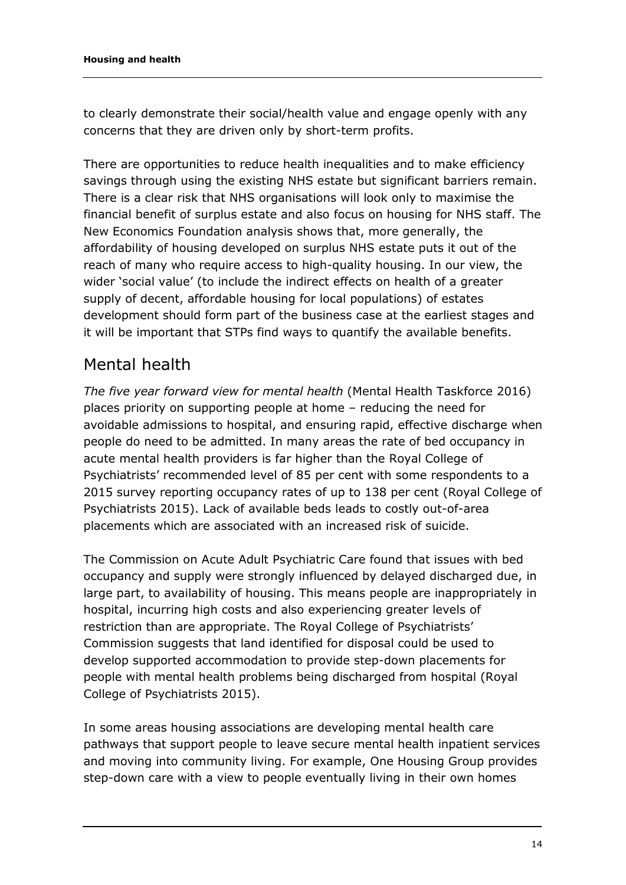to clearly demonstrate their social/health value and engage openly with any concerns that they are driven only by short-term profits.

There are opportunities to reduce health inequalities and to make efficiency savings through using the existing NHS estate but significant barriers remain. There is a clear risk that NHS organisations will look only to maximise the financial benefit of surplus estate and also focus on housing for NHS staff. The New Economics Foundation analysis shows that, more generally, the affordability of housing developed on surplus NHS estate puts it out of the reach of many who require access to high-quality housing. In our view, the wider 'social value' (to include the indirect effects on health of a greater supply of decent, affordable housing for local populations) of estates development should form part of the business case at the earliest stages and it will be important that STPs find ways to quantify the available benefits.

## Mental health

*The five year forward view for mental health* (Mental Health Taskforce 2016) places priority on supporting people at home – reducing the need for avoidable admissions to hospital, and ensuring rapid, effective discharge when people do need to be admitted. In many areas the rate of bed occupancy in acute mental health providers is far higher than the Royal College of Psychiatrists' recommended level of 85 per cent with some respondents to a 2015 survey reporting occupancy rates of up to 138 per cent (Royal College of Psychiatrists 2015). Lack of available beds leads to costly out-of-area placements which are associated with an increased risk of suicide.

The Commission on Acute Adult Psychiatric Care found that issues with bed occupancy and supply were strongly influenced by delayed discharged due, in large part, to availability of housing. This means people are inappropriately in hospital, incurring high costs and also experiencing greater levels of restriction than are appropriate. The Royal College of Psychiatrists' Commission suggests that land identified for disposal could be used to develop supported accommodation to provide step-down placements for people with mental health problems being discharged from hospital (Royal College of Psychiatrists 2015).

In some areas housing associations are developing mental health care pathways that support people to leave secure mental health inpatient services and moving into community living. For example, One Housing Group provides step-down care with a view to people eventually living in their own homes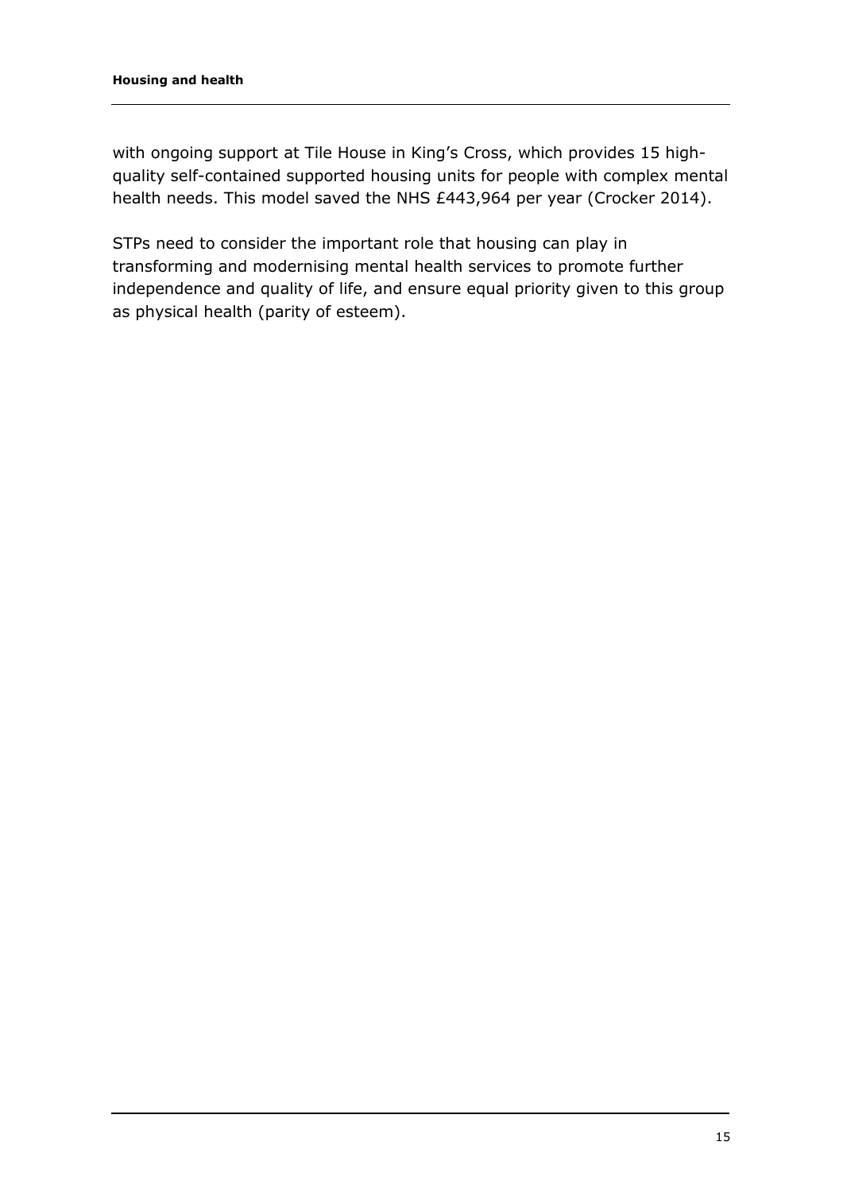with ongoing support at Tile House in King's Cross, which provides 15 high-quality self-contained supported housing units for people with complex mental health needs. This model saved the NHS £443,964 per year (Crocker 2014).

STPs need to consider the important role that housing can play in transforming and modernising mental health services to promote further independence and quality of life, and ensure equal priority given to this group as physical health (parity of esteem).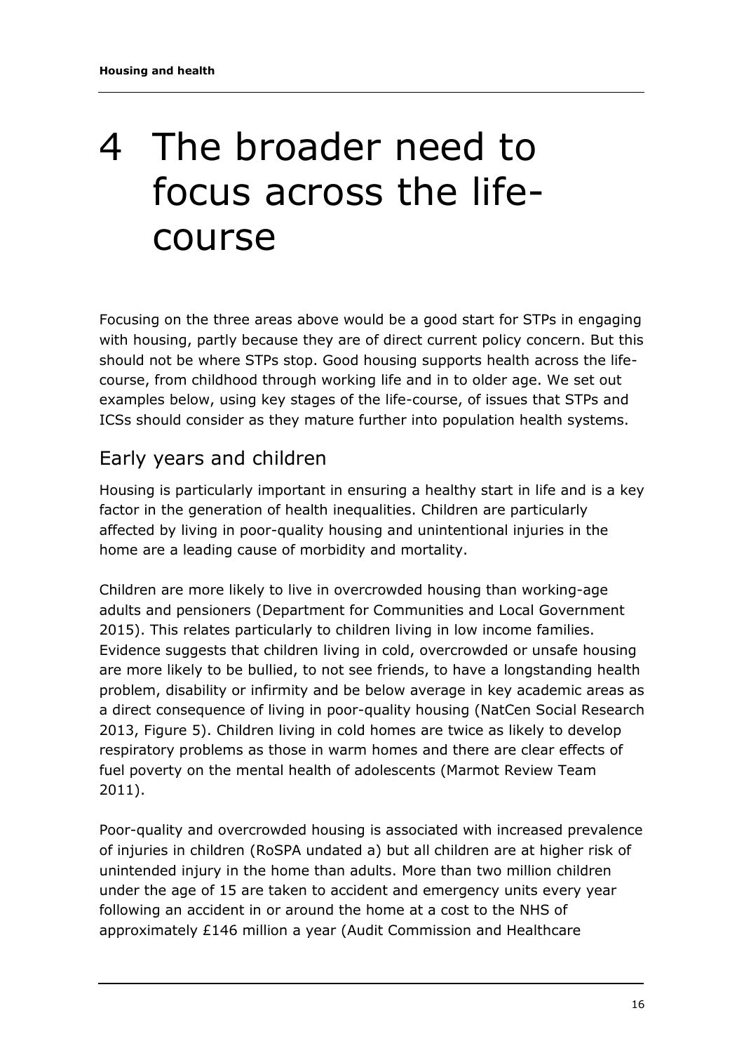# 4 The broader need to focus across the life-course

Focusing on the three areas above would be a good start for STPs in engaging with housing, partly because they are of direct current policy concern. But this should not be where STPs stop. Good housing supports health across the life-course, from childhood through working life and in to older age. We set out examples below, using key stages of the life-course, of issues that STPs and ICSs should consider as they mature further into population health systems.

## Early years and children

Housing is particularly important in ensuring a healthy start in life and is a key factor in the generation of health inequalities. Children are particularly affected by living in poor-quality housing and unintentional injuries in the home are a leading cause of morbidity and mortality.

Children are more likely to live in overcrowded housing than working-age adults and pensioners (Department for Communities and Local Government 2015). This relates particularly to children living in low income families. Evidence suggests that children living in cold, overcrowded or unsafe housing are more likely to be bullied, to not see friends, to have a longstanding health problem, disability or infirmity and be below average in key academic areas as a direct consequence of living in poor-quality housing (NatCen Social Research 2013, Figure 5). Children living in cold homes are twice as likely to develop respiratory problems as those in warm homes and there are clear effects of fuel poverty on the mental health of adolescents (Marmot Review Team 2011).

Poor-quality and overcrowded housing is associated with increased prevalence of injuries in children (RoSPA undated a) but all children are at higher risk of unintended injury in the home than adults. More than two million children under the age of 15 are taken to accident and emergency units every year following an accident in or around the home at a cost to the NHS of approximately £146 million a year (Audit Commission and Healthcare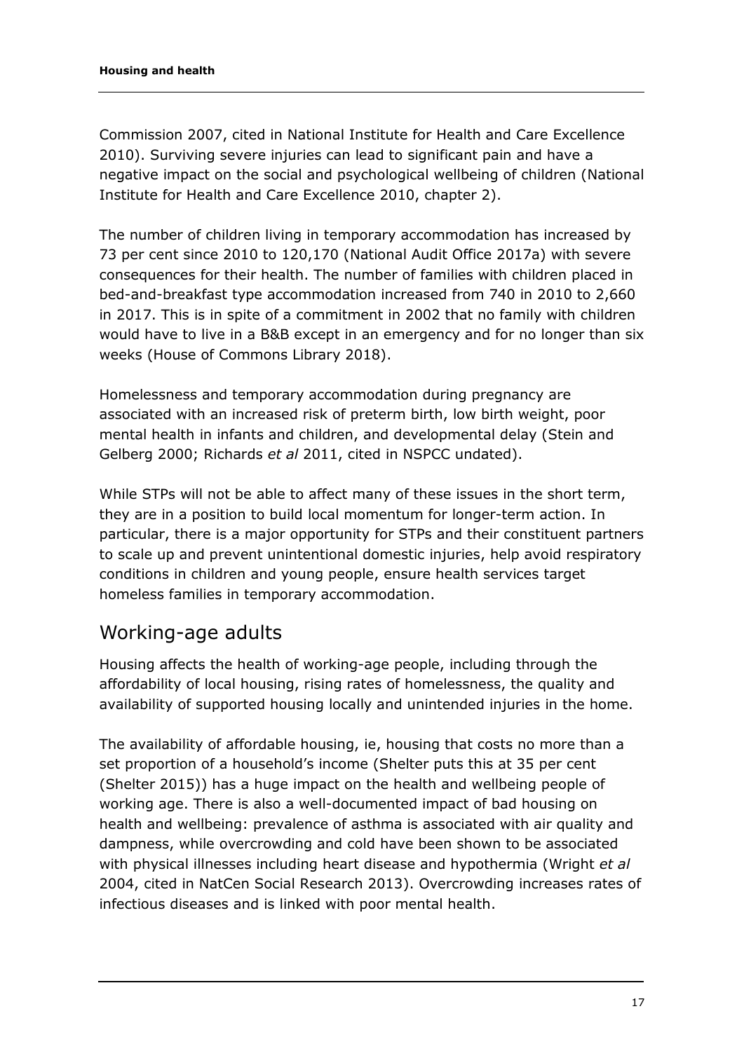Commission 2007, cited in National Institute for Health and Care Excellence 2010). Surviving severe injuries can lead to significant pain and have a negative impact on the social and psychological wellbeing of children (National Institute for Health and Care Excellence 2010, chapter 2).

The number of children living in temporary accommodation has increased by 73 per cent since 2010 to 120,170 (National Audit Office 2017a) with severe consequences for their health. The number of families with children placed in bed-and-breakfast type accommodation increased from 740 in 2010 to 2,660 in 2017. This is in spite of a commitment in 2002 that no family with children would have to live in a B&B except in an emergency and for no longer than six weeks (House of Commons Library 2018).

Homelessness and temporary accommodation during pregnancy are associated with an increased risk of preterm birth, low birth weight, poor mental health in infants and children, and developmental delay (Stein and Gelberg 2000; Richards *et al* 2011, cited in NSPCC undated).

While STPs will not be able to affect many of these issues in the short term, they are in a position to build local momentum for longer-term action. In particular, there is a major opportunity for STPs and their constituent partners to scale up and prevent unintentional domestic injuries, help avoid respiratory conditions in children and young people, ensure health services target homeless families in temporary accommodation.

## Working-age adults

Housing affects the health of working-age people, including through the affordability of local housing, rising rates of homelessness, the quality and availability of supported housing locally and unintended injuries in the home.

The availability of affordable housing, ie, housing that costs no more than a set proportion of a household's income (Shelter puts this at 35 per cent (Shelter 2015)) has a huge impact on the health and wellbeing people of working age. There is also a well-documented impact of bad housing on health and wellbeing: prevalence of asthma is associated with air quality and dampness, while overcrowding and cold have been shown to be associated with physical illnesses including heart disease and hypothermia (Wright *et al* 2004, cited in NatCen Social Research 2013). Overcrowding increases rates of infectious diseases and is linked with poor mental health.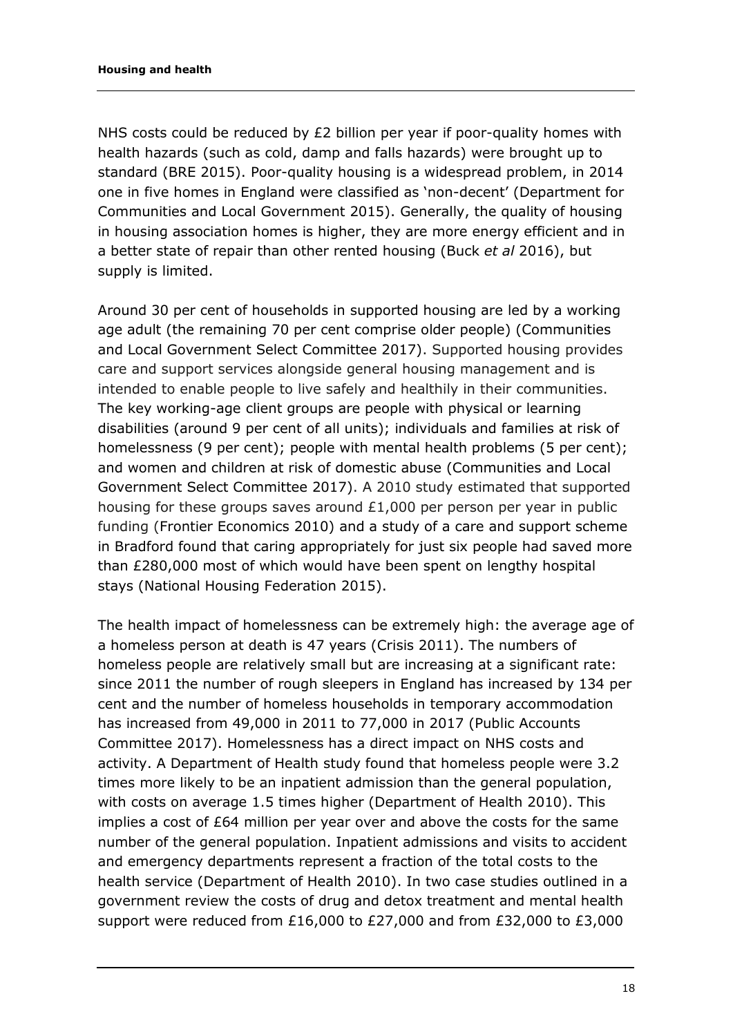NHS costs could be reduced by £2 billion per year if poor-quality homes with health hazards (such as cold, damp and falls hazards) were brought up to standard (BRE 2015). Poor-quality housing is a widespread problem, in 2014 one in five homes in England were classified as 'non-decent' (Department for Communities and Local Government 2015). Generally, the quality of housing in housing association homes is higher, they are more energy efficient and in a better state of repair than other rented housing (Buck *et al* 2016), but supply is limited.

Around 30 per cent of households in supported housing are led by a working age adult (the remaining 70 per cent comprise older people) (Communities and Local Government Select Committee 2017). Supported housing provides care and support services alongside general housing management and is intended to enable people to live safely and healthily in their communities. The key working-age client groups are people with physical or learning disabilities (around 9 per cent of all units); individuals and families at risk of homelessness (9 per cent); people with mental health problems (5 per cent); and women and children at risk of domestic abuse (Communities and Local Government Select Committee 2017). A 2010 study estimated that supported housing for these groups saves around £1,000 per person per year in public funding (Frontier Economics 2010) and a study of a care and support scheme in Bradford found that caring appropriately for just six people had saved more than £280,000 most of which would have been spent on lengthy hospital stays (National Housing Federation 2015).

The health impact of homelessness can be extremely high: the average age of a homeless person at death is 47 years (Crisis 2011). The numbers of homeless people are relatively small but are increasing at a significant rate: since 2011 the number of rough sleepers in England has increased by 134 per cent and the number of homeless households in temporary accommodation has increased from 49,000 in 2011 to 77,000 in 2017 (Public Accounts Committee 2017). Homelessness has a direct impact on NHS costs and activity. A Department of Health study found that homeless people were 3.2 times more likely to be an inpatient admission than the general population, with costs on average 1.5 times higher (Department of Health 2010). This implies a cost of £64 million per year over and above the costs for the same number of the general population. Inpatient admissions and visits to accident and emergency departments represent a fraction of the total costs to the health service (Department of Health 2010). In two case studies outlined in a government review the costs of drug and detox treatment and mental health support were reduced from £16,000 to £27,000 and from £32,000 to £3,000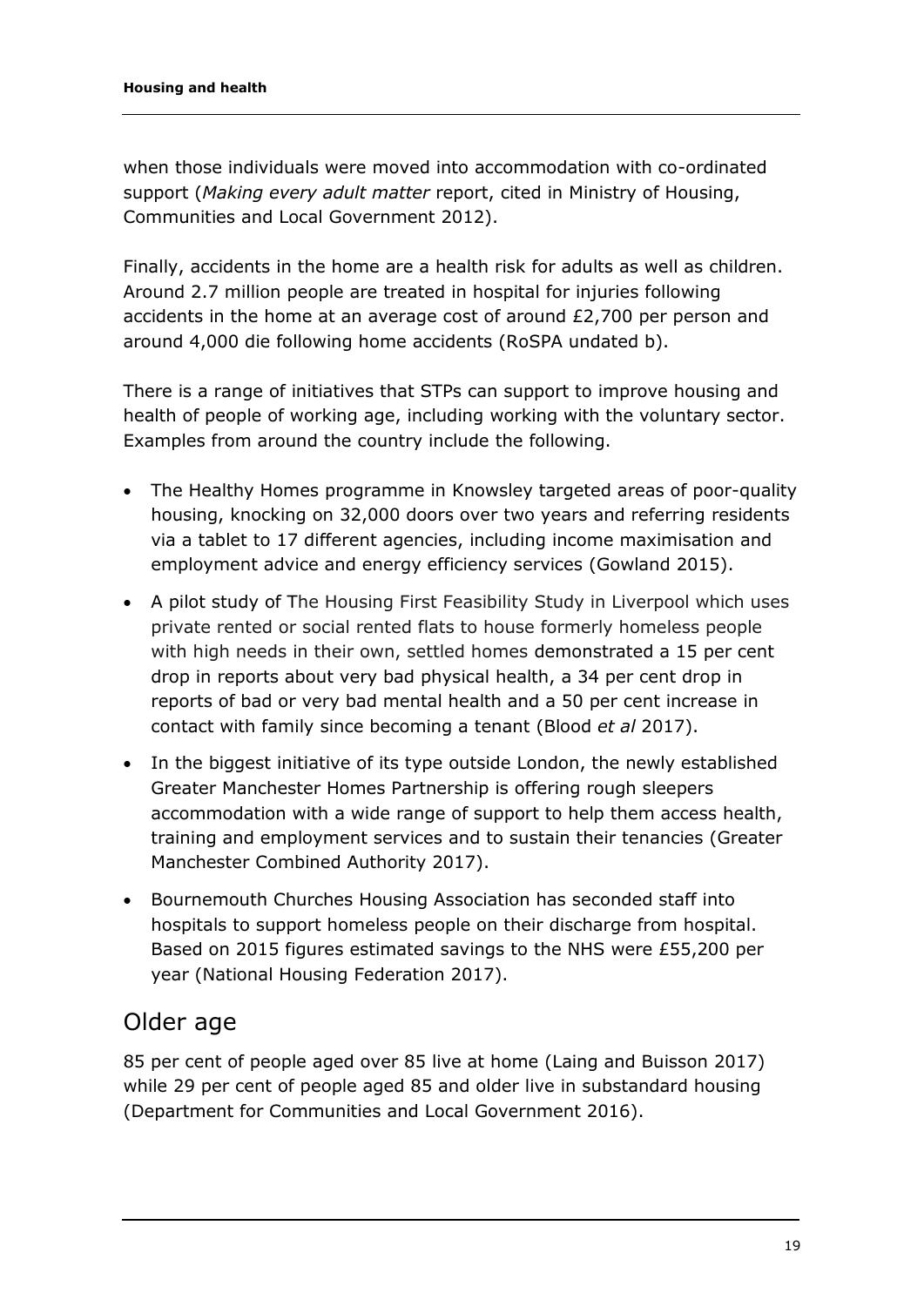when those individuals were moved into accommodation with co-ordinated support (*Making every adult matter* report, cited in Ministry of Housing, Communities and Local Government 2012).

Finally, accidents in the home are a health risk for adults as well as children. Around 2.7 million people are treated in hospital for injuries following accidents in the home at an average cost of around £2,700 per person and around 4,000 die following home accidents (RoSPA undated b).

There is a range of initiatives that STPs can support to improve housing and health of people of working age, including working with the voluntary sector. Examples from around the country include the following.

- The Healthy Homes programme in Knowsley targeted areas of poor-quality housing, knocking on 32,000 doors over two years and referring residents via a tablet to 17 different agencies, including income maximisation and employment advice and energy efficiency services (Gowland 2015).
- A pilot study of The Housing First Feasibility Study in Liverpool which uses private rented or social rented flats to house formerly homeless people with high needs in their own, settled homes demonstrated a 15 per cent drop in reports about very bad physical health, a 34 per cent drop in reports of bad or very bad mental health and a 50 per cent increase in contact with family since becoming a tenant (Blood *et al* 2017).
- In the biggest initiative of its type outside London, the newly established Greater Manchester Homes Partnership is offering rough sleepers accommodation with a wide range of support to help them access health, training and employment services and to sustain their tenancies (Greater Manchester Combined Authority 2017).
- Bournemouth Churches Housing Association has seconded staff into hospitals to support homeless people on their discharge from hospital. Based on 2015 figures estimated savings to the NHS were £55,200 per year (National Housing Federation 2017).

## Older age

85 per cent of people aged over 85 live at home (Laing and Buisson 2017) while 29 per cent of people aged 85 and older live in substandard housing (Department for Communities and Local Government 2016).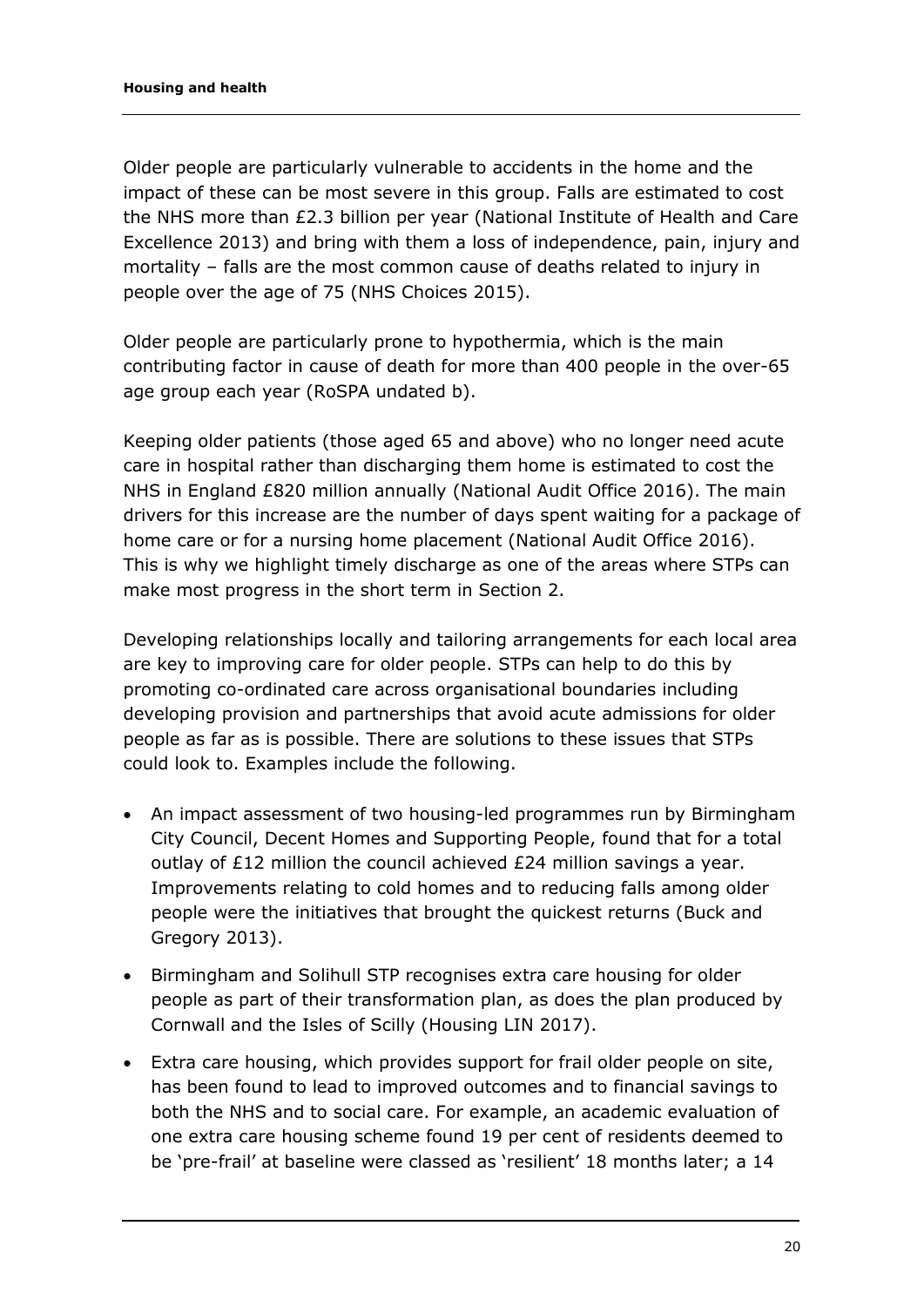Older people are particularly vulnerable to accidents in the home and the impact of these can be most severe in this group. Falls are estimated to cost the NHS more than £2.3 billion per year (National Institute of Health and Care Excellence 2013) and bring with them a loss of independence, pain, injury and mortality – falls are the most common cause of deaths related to injury in people over the age of 75 (NHS Choices 2015).

Older people are particularly prone to hypothermia, which is the main contributing factor in cause of death for more than 400 people in the over-65 age group each year (RoSPA undated b).

Keeping older patients (those aged 65 and above) who no longer need acute care in hospital rather than discharging them home is estimated to cost the NHS in England £820 million annually (National Audit Office 2016). The main drivers for this increase are the number of days spent waiting for a package of home care or for a nursing home placement (National Audit Office 2016). This is why we highlight timely discharge as one of the areas where STPs can make most progress in the short term in Section 2.

Developing relationships locally and tailoring arrangements for each local area are key to improving care for older people. STPs can help to do this by promoting co-ordinated care across organisational boundaries including developing provision and partnerships that avoid acute admissions for older people as far as is possible. There are solutions to these issues that STPs could look to. Examples include the following.

- An impact assessment of two housing-led programmes run by Birmingham City Council, Decent Homes and Supporting People, found that for a total outlay of £12 million the council achieved £24 million savings a year. Improvements relating to cold homes and to reducing falls among older people were the initiatives that brought the quickest returns (Buck and Gregory 2013).
- Birmingham and Solihull STP recognises extra care housing for older people as part of their transformation plan, as does the plan produced by Cornwall and the Isles of Scilly (Housing LIN 2017).
- Extra care housing, which provides support for frail older people on site, has been found to lead to improved outcomes and to financial savings to both the NHS and to social care. For example, an academic evaluation of one extra care housing scheme found 19 per cent of residents deemed to be 'pre-frail' at baseline were classed as 'resilient' 18 months later; a 14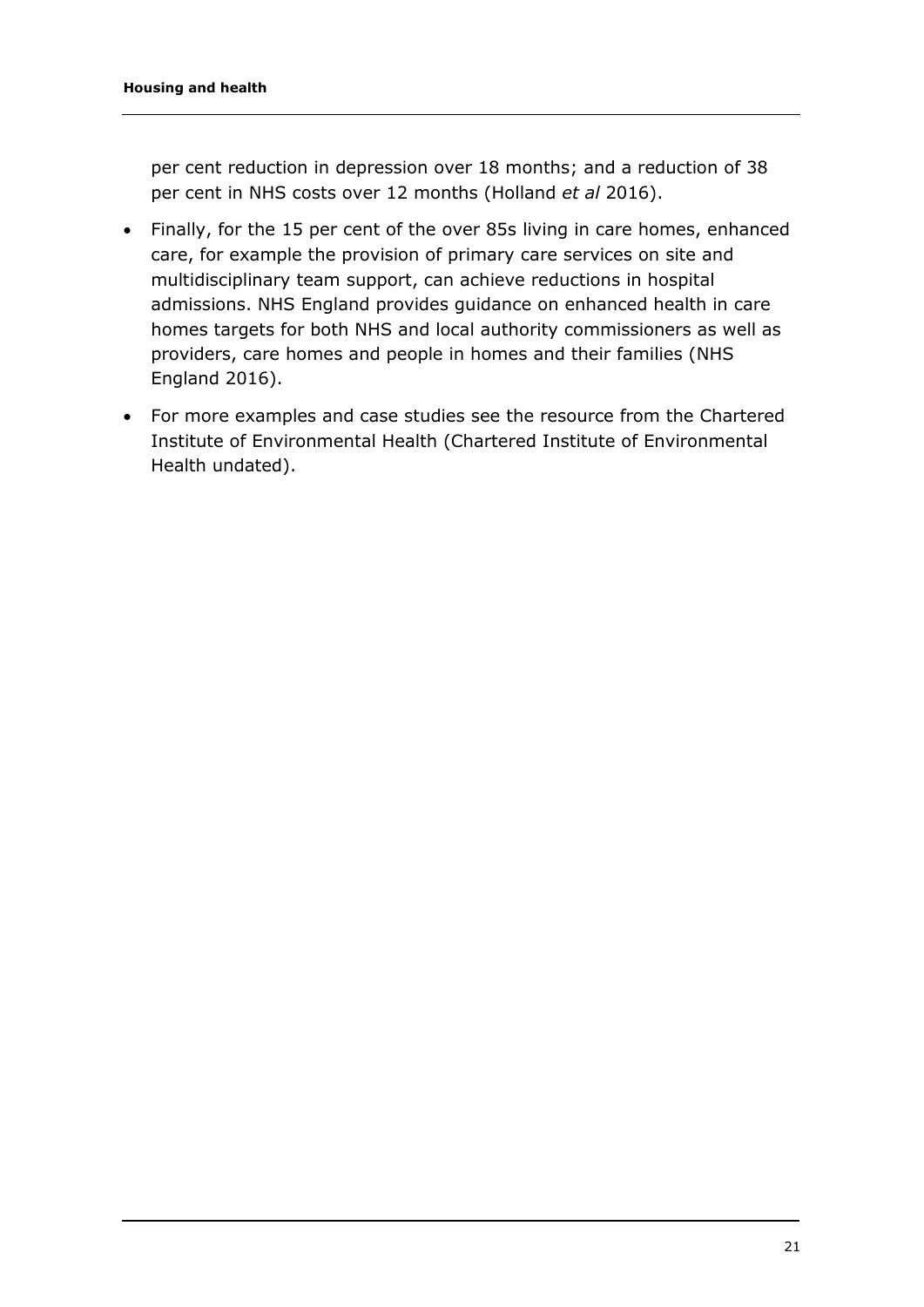per cent reduction in depression over 18 months; and a reduction of 38 per cent in NHS costs over 12 months (Holland *et al* 2016).

- Finally, for the 15 per cent of the over 85s living in care homes, enhanced care, for example the provision of primary care services on site and multidisciplinary team support, can achieve reductions in hospital admissions. NHS England provides guidance on enhanced health in care homes targets for both NHS and local authority commissioners as well as providers, care homes and people in homes and their families (NHS England 2016).
- For more examples and case studies see the resource from the Chartered Institute of Environmental Health (Chartered Institute of Environmental Health undated).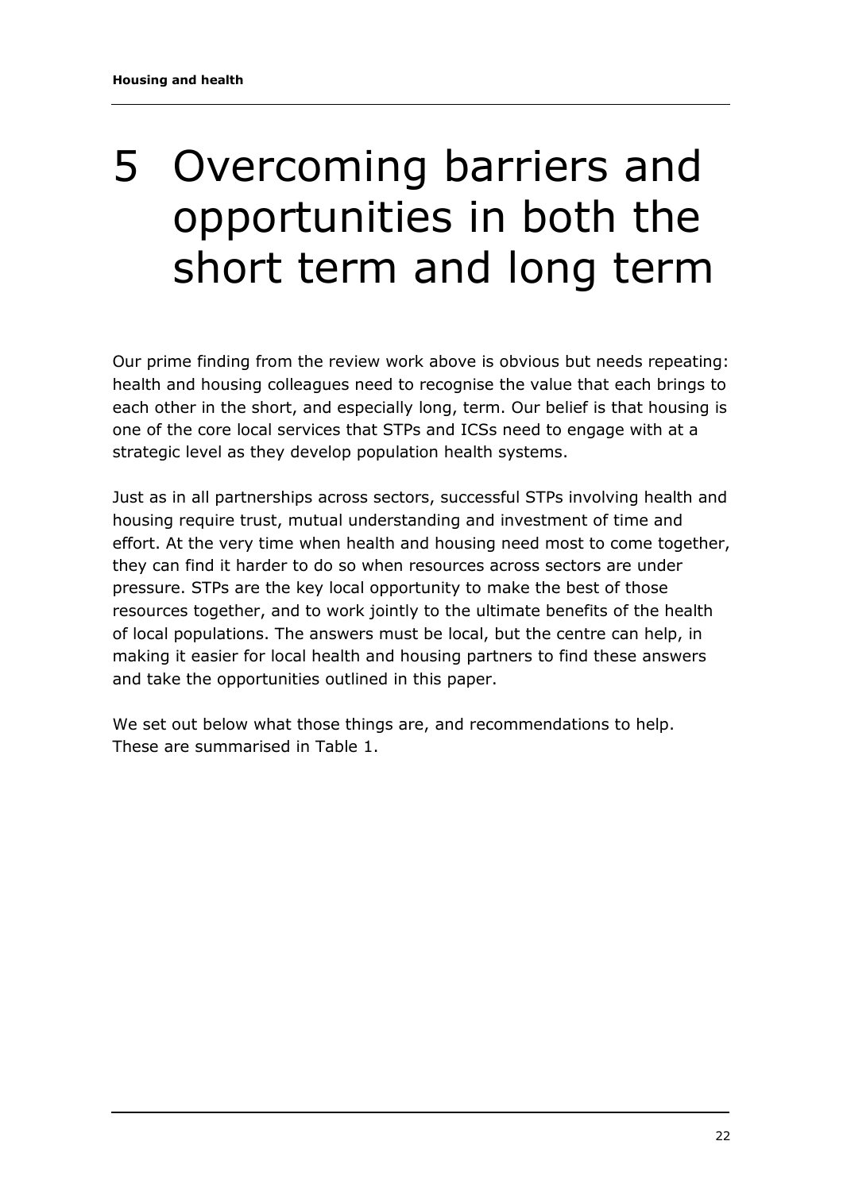# 5 Overcoming barriers and opportunities in both the short term and long term

Our prime finding from the review work above is obvious but needs repeating: health and housing colleagues need to recognise the value that each brings to each other in the short, and especially long, term. Our belief is that housing is one of the core local services that STPs and ICSs need to engage with at a strategic level as they develop population health systems.

Just as in all partnerships across sectors, successful STPs involving health and housing require trust, mutual understanding and investment of time and effort. At the very time when health and housing need most to come together, they can find it harder to do so when resources across sectors are under pressure. STPs are the key local opportunity to make the best of those resources together, and to work jointly to the ultimate benefits of the health of local populations. The answers must be local, but the centre can help, in making it easier for local health and housing partners to find these answers and take the opportunities outlined in this paper.

We set out below what those things are, and recommendations to help. These are summarised in Table 1.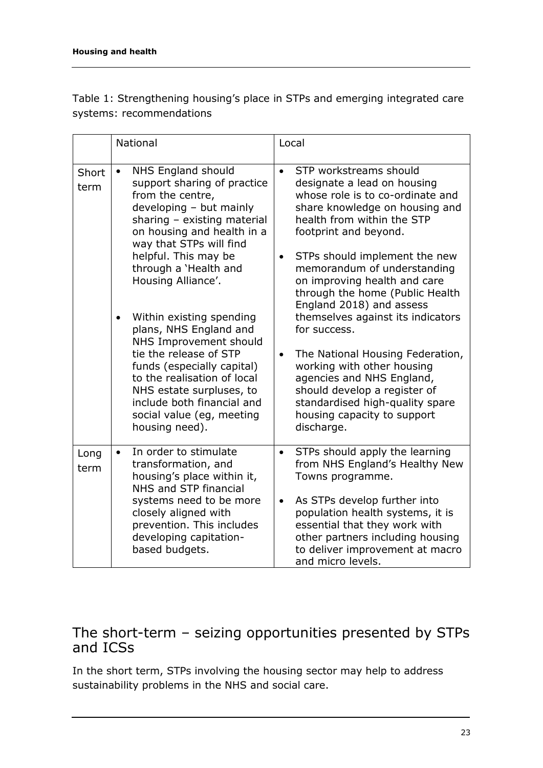Table 1: Strengthening housing's place in STPs and emerging integrated care systems: recommendations

| | National | Local |
|---|---|---|
| Short term | • NHS England should support sharing of practice from the centre, developing – but mainly sharing – existing material on housing and health in a way that STPs will find helpful. This may be through a 'Health and Housing Alliance'.<br><br>• Within existing spending plans, NHS England and NHS Improvement should tie the release of STP funds (especially capital) to the realisation of local NHS estate surpluses, to include both financial and social value (eg, meeting housing need). | • STP workstreams should designate a lead on housing whose role is to co-ordinate and share knowledge on housing and health from within the STP footprint and beyond.<br><br>• STPs should implement the new memorandum of understanding on improving health and care through the home (Public Health England 2018) and assess themselves against its indicators for success.<br><br>• The National Housing Federation, working with other housing agencies and NHS England, should develop a register of standardised high-quality spare housing capacity to support discharge. |
| Long term | • In order to stimulate transformation, and housing's place within it, NHS and STP financial systems need to be more closely aligned with prevention. This includes developing capitation-based budgets. | • STPs should apply the learning from NHS England's Healthy New Towns programme.<br><br>• As STPs develop further into population health systems, it is essential that they work with other partners including housing to deliver improvement at macro and micro levels. |

## The short-term – seizing opportunities presented by STPs and ICSs

In the short term, STPs involving the housing sector may help to address sustainability problems in the NHS and social care.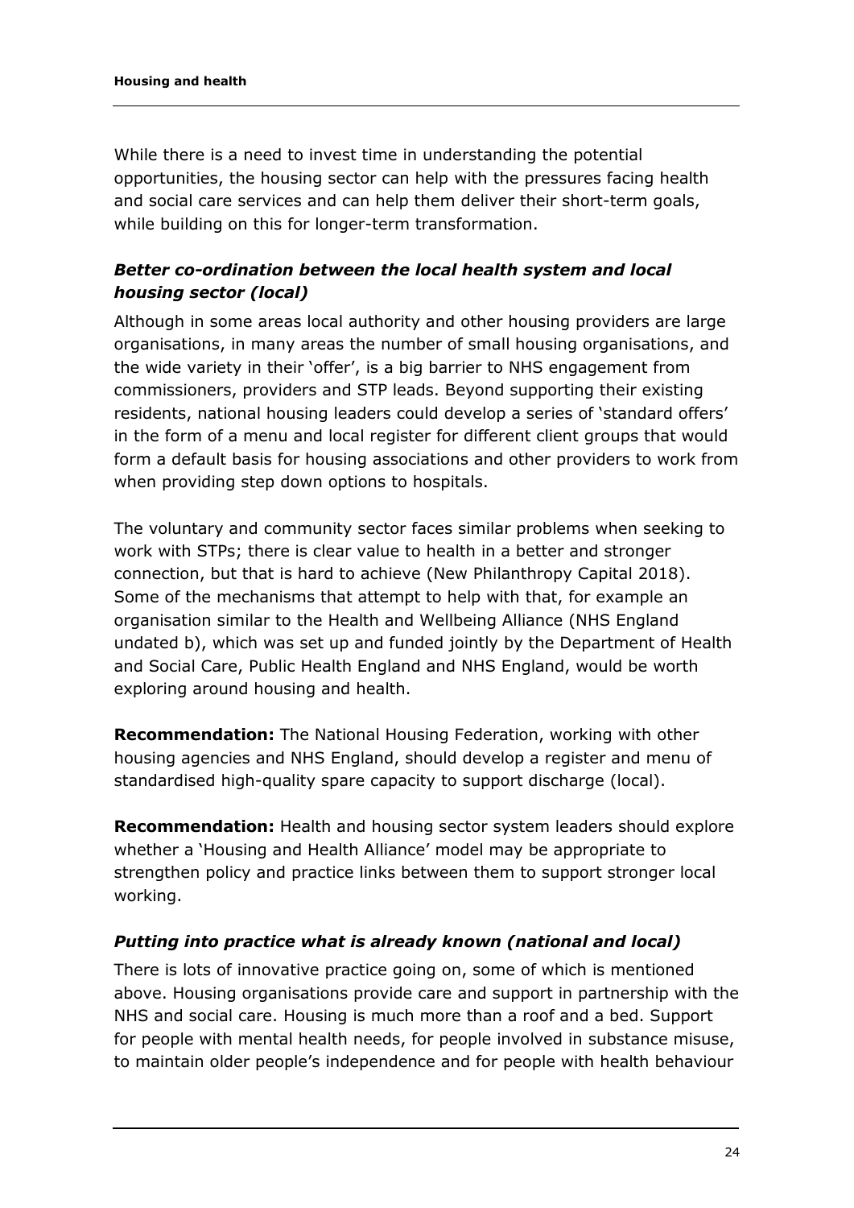While there is a need to invest time in understanding the potential opportunities, the housing sector can help with the pressures facing health and social care services and can help them deliver their short-term goals, while building on this for longer-term transformation.

### *Better co-ordination between the local health system and local housing sector (local)*

Although in some areas local authority and other housing providers are large organisations, in many areas the number of small housing organisations, and the wide variety in their 'offer', is a big barrier to NHS engagement from commissioners, providers and STP leads. Beyond supporting their existing residents, national housing leaders could develop a series of 'standard offers' in the form of a menu and local register for different client groups that would form a default basis for housing associations and other providers to work from when providing step down options to hospitals.

The voluntary and community sector faces similar problems when seeking to work with STPs; there is clear value to health in a better and stronger connection, but that is hard to achieve (New Philanthropy Capital 2018). Some of the mechanisms that attempt to help with that, for example an organisation similar to the Health and Wellbeing Alliance (NHS England undated b), which was set up and funded jointly by the Department of Health and Social Care, Public Health England and NHS England, would be worth exploring around housing and health.

**Recommendation:** The National Housing Federation, working with other housing agencies and NHS England, should develop a register and menu of standardised high-quality spare capacity to support discharge (local).

**Recommendation:** Health and housing sector system leaders should explore whether a 'Housing and Health Alliance' model may be appropriate to strengthen policy and practice links between them to support stronger local working.

### *Putting into practice what is already known (national and local)*

There is lots of innovative practice going on, some of which is mentioned above. Housing organisations provide care and support in partnership with the NHS and social care. Housing is much more than a roof and a bed. Support for people with mental health needs, for people involved in substance misuse, to maintain older people's independence and for people with health behaviour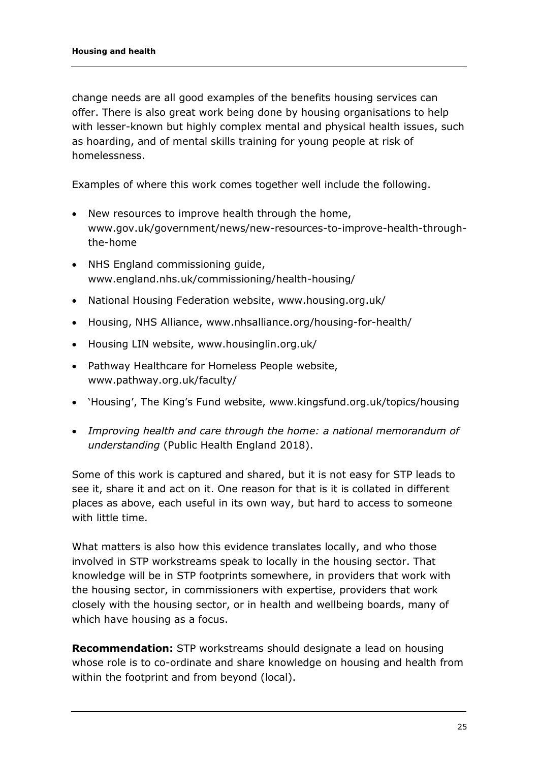change needs are all good examples of the benefits housing services can offer. There is also great work being done by housing organisations to help with lesser-known but highly complex mental and physical health issues, such as hoarding, and of mental skills training for young people at risk of homelessness.

Examples of where this work comes together well include the following.

- New resources to improve health through the home, www.gov.uk/government/news/new-resources-to-improve-health-through-the-home
- NHS England commissioning guide, www.england.nhs.uk/commissioning/health-housing/
- National Housing Federation website, www.housing.org.uk/
- Housing, NHS Alliance, www.nhsalliance.org/housing-for-health/
- Housing LIN website, www.housinglin.org.uk/
- Pathway Healthcare for Homeless People website, www.pathway.org.uk/faculty/
- 'Housing', The King's Fund website, www.kingsfund.org.uk/topics/housing
- *Improving health and care through the home: a national memorandum of understanding* (Public Health England 2018).

Some of this work is captured and shared, but it is not easy for STP leads to see it, share it and act on it. One reason for that is it is collated in different places as above, each useful in its own way, but hard to access to someone with little time.

What matters is also how this evidence translates locally, and who those involved in STP workstreams speak to locally in the housing sector. That knowledge will be in STP footprints somewhere, in providers that work with the housing sector, in commissioners with expertise, providers that work closely with the housing sector, or in health and wellbeing boards, many of which have housing as a focus.

**Recommendation:** STP workstreams should designate a lead on housing whose role is to co-ordinate and share knowledge on housing and health from within the footprint and from beyond (local).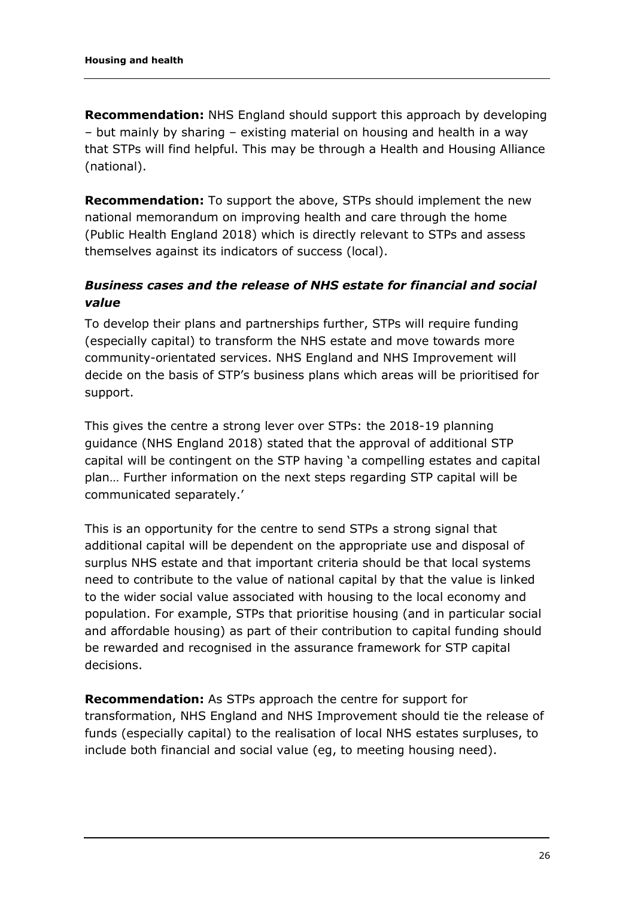**Recommendation:** NHS England should support this approach by developing – but mainly by sharing – existing material on housing and health in a way that STPs will find helpful. This may be through a Health and Housing Alliance (national).

**Recommendation:** To support the above, STPs should implement the new national memorandum on improving health and care through the home (Public Health England 2018) which is directly relevant to STPs and assess themselves against its indicators of success (local).

### *Business cases and the release of NHS estate for financial and social value*

To develop their plans and partnerships further, STPs will require funding (especially capital) to transform the NHS estate and move towards more community-orientated services. NHS England and NHS Improvement will decide on the basis of STP's business plans which areas will be prioritised for support.

This gives the centre a strong lever over STPs: the 2018-19 planning guidance (NHS England 2018) stated that the approval of additional STP capital will be contingent on the STP having 'a compelling estates and capital plan… Further information on the next steps regarding STP capital will be communicated separately.'

This is an opportunity for the centre to send STPs a strong signal that additional capital will be dependent on the appropriate use and disposal of surplus NHS estate and that important criteria should be that local systems need to contribute to the value of national capital by that the value is linked to the wider social value associated with housing to the local economy and population. For example, STPs that prioritise housing (and in particular social and affordable housing) as part of their contribution to capital funding should be rewarded and recognised in the assurance framework for STP capital decisions.

**Recommendation:** As STPs approach the centre for support for transformation, NHS England and NHS Improvement should tie the release of funds (especially capital) to the realisation of local NHS estates surpluses, to include both financial and social value (eg, to meeting housing need).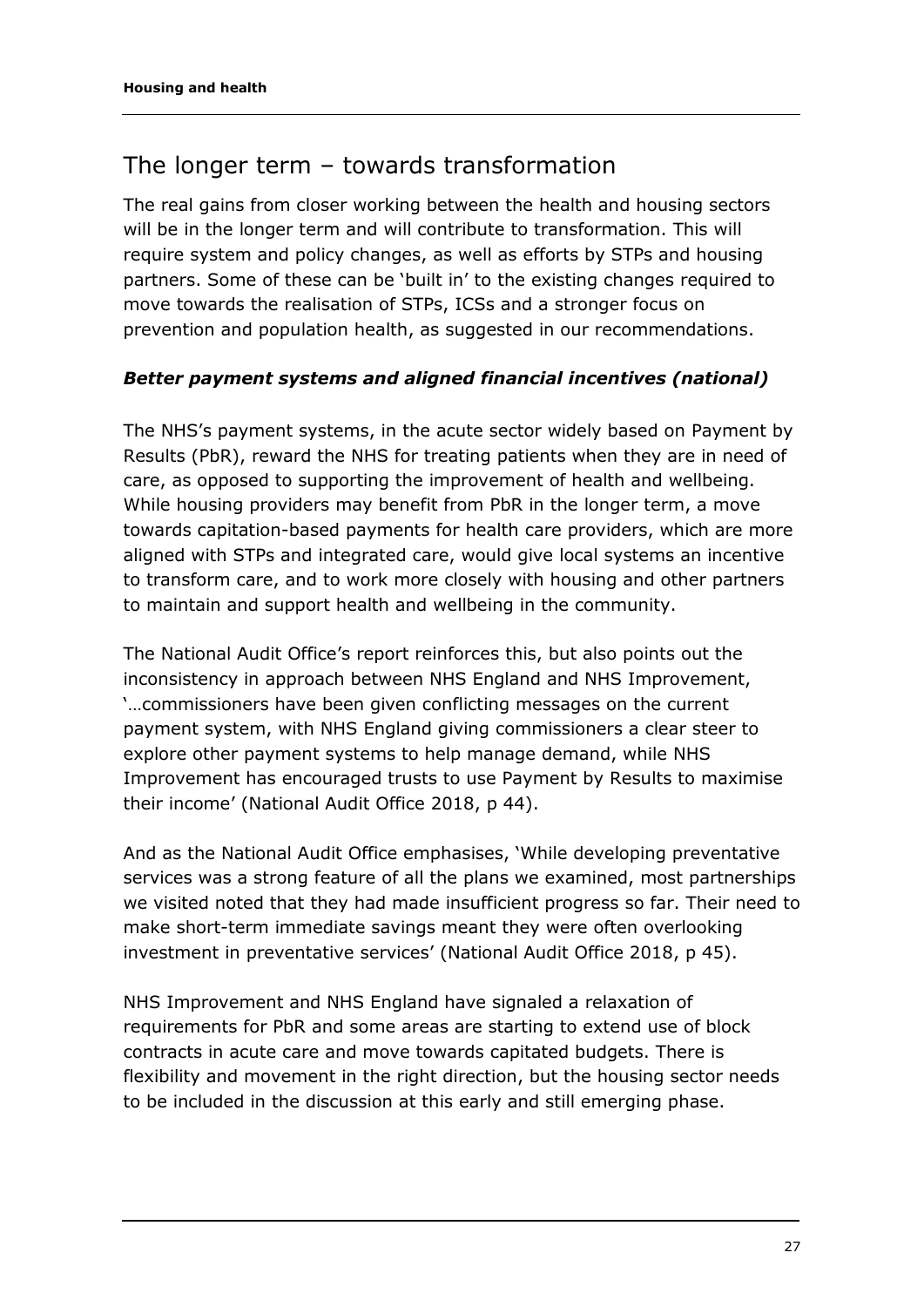## The longer term – towards transformation

The real gains from closer working between the health and housing sectors will be in the longer term and will contribute to transformation. This will require system and policy changes, as well as efforts by STPs and housing partners. Some of these can be 'built in' to the existing changes required to move towards the realisation of STPs, ICSs and a stronger focus on prevention and population health, as suggested in our recommendations.

### ***Better payment systems and aligned financial incentives (national)***

The NHS's payment systems, in the acute sector widely based on Payment by Results (PbR), reward the NHS for treating patients when they are in need of care, as opposed to supporting the improvement of health and wellbeing. While housing providers may benefit from PbR in the longer term, a move towards capitation-based payments for health care providers, which are more aligned with STPs and integrated care, would give local systems an incentive to transform care, and to work more closely with housing and other partners to maintain and support health and wellbeing in the community.

The National Audit Office's report reinforces this, but also points out the inconsistency in approach between NHS England and NHS Improvement, '…commissioners have been given conflicting messages on the current payment system, with NHS England giving commissioners a clear steer to explore other payment systems to help manage demand, while NHS Improvement has encouraged trusts to use Payment by Results to maximise their income' (National Audit Office 2018, p 44).

And as the National Audit Office emphasises, 'While developing preventative services was a strong feature of all the plans we examined, most partnerships we visited noted that they had made insufficient progress so far. Their need to make short-term immediate savings meant they were often overlooking investment in preventative services' (National Audit Office 2018, p 45).

NHS Improvement and NHS England have signaled a relaxation of requirements for PbR and some areas are starting to extend use of block contracts in acute care and move towards capitated budgets. There is flexibility and movement in the right direction, but the housing sector needs to be included in the discussion at this early and still emerging phase.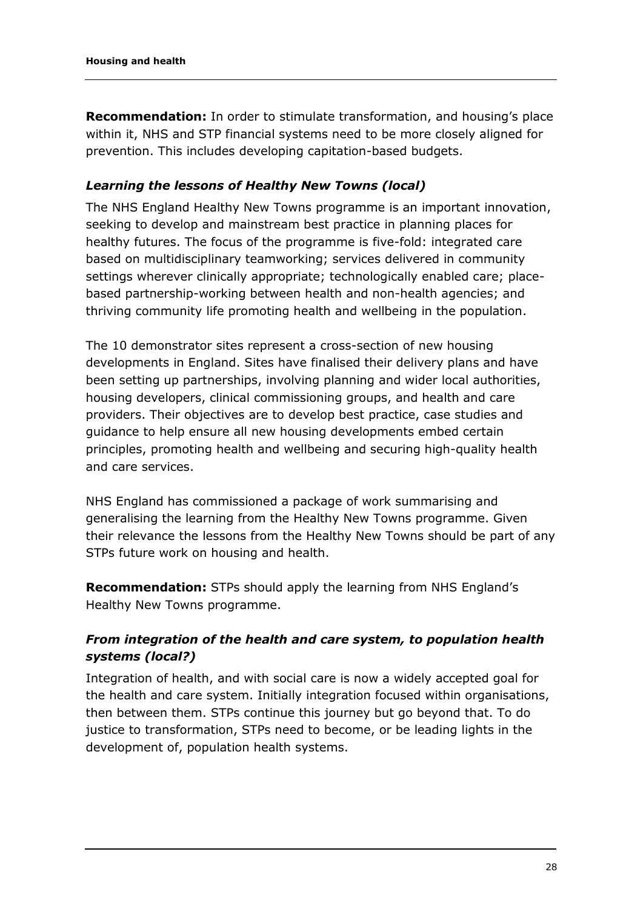**Recommendation:** In order to stimulate transformation, and housing's place within it, NHS and STP financial systems need to be more closely aligned for prevention. This includes developing capitation-based budgets.

### *Learning the lessons of Healthy New Towns (local)*

The NHS England Healthy New Towns programme is an important innovation, seeking to develop and mainstream best practice in planning places for healthy futures. The focus of the programme is five-fold: integrated care based on multidisciplinary teamworking; services delivered in community settings wherever clinically appropriate; technologically enabled care; place-based partnership-working between health and non-health agencies; and thriving community life promoting health and wellbeing in the population.

The 10 demonstrator sites represent a cross-section of new housing developments in England. Sites have finalised their delivery plans and have been setting up partnerships, involving planning and wider local authorities, housing developers, clinical commissioning groups, and health and care providers. Their objectives are to develop best practice, case studies and guidance to help ensure all new housing developments embed certain principles, promoting health and wellbeing and securing high-quality health and care services.

NHS England has commissioned a package of work summarising and generalising the learning from the Healthy New Towns programme. Given their relevance the lessons from the Healthy New Towns should be part of any STPs future work on housing and health.

**Recommendation:** STPs should apply the learning from NHS England's Healthy New Towns programme.

### *From integration of the health and care system, to population health systems (local?)*

Integration of health, and with social care is now a widely accepted goal for the health and care system. Initially integration focused within organisations, then between them. STPs continue this journey but go beyond that. To do justice to transformation, STPs need to become, or be leading lights in the development of, population health systems.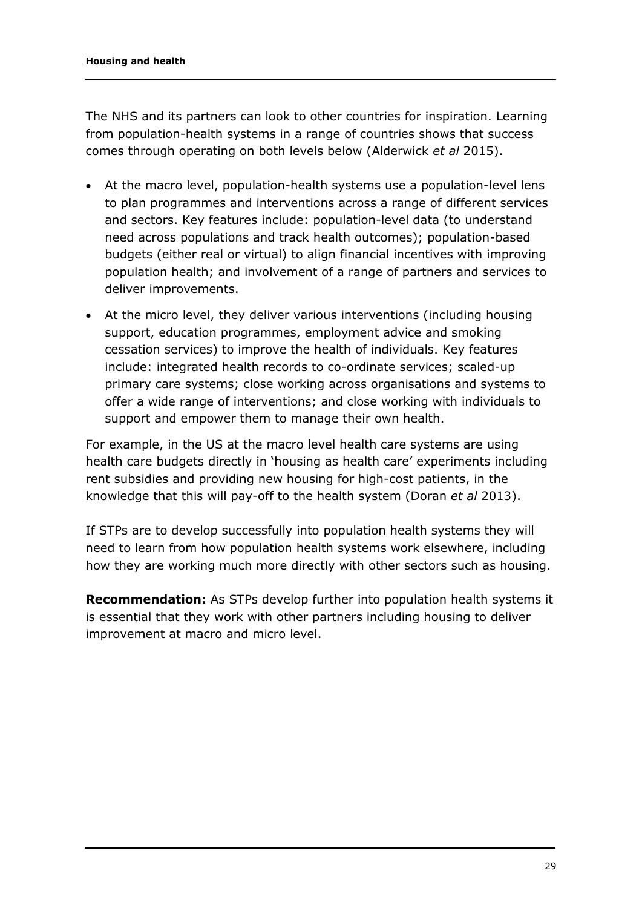The NHS and its partners can look to other countries for inspiration. Learning from population-health systems in a range of countries shows that success comes through operating on both levels below (Alderwick *et al* 2015).

- At the macro level, population-health systems use a population-level lens to plan programmes and interventions across a range of different services and sectors. Key features include: population-level data (to understand need across populations and track health outcomes); population-based budgets (either real or virtual) to align financial incentives with improving population health; and involvement of a range of partners and services to deliver improvements.
- At the micro level, they deliver various interventions (including housing support, education programmes, employment advice and smoking cessation services) to improve the health of individuals. Key features include: integrated health records to co-ordinate services; scaled-up primary care systems; close working across organisations and systems to offer a wide range of interventions; and close working with individuals to support and empower them to manage their own health.

For example, in the US at the macro level health care systems are using health care budgets directly in 'housing as health care' experiments including rent subsidies and providing new housing for high-cost patients, in the knowledge that this will pay-off to the health system (Doran *et al* 2013).

If STPs are to develop successfully into population health systems they will need to learn from how population health systems work elsewhere, including how they are working much more directly with other sectors such as housing.

**Recommendation:** As STPs develop further into population health systems it is essential that they work with other partners including housing to deliver improvement at macro and micro level.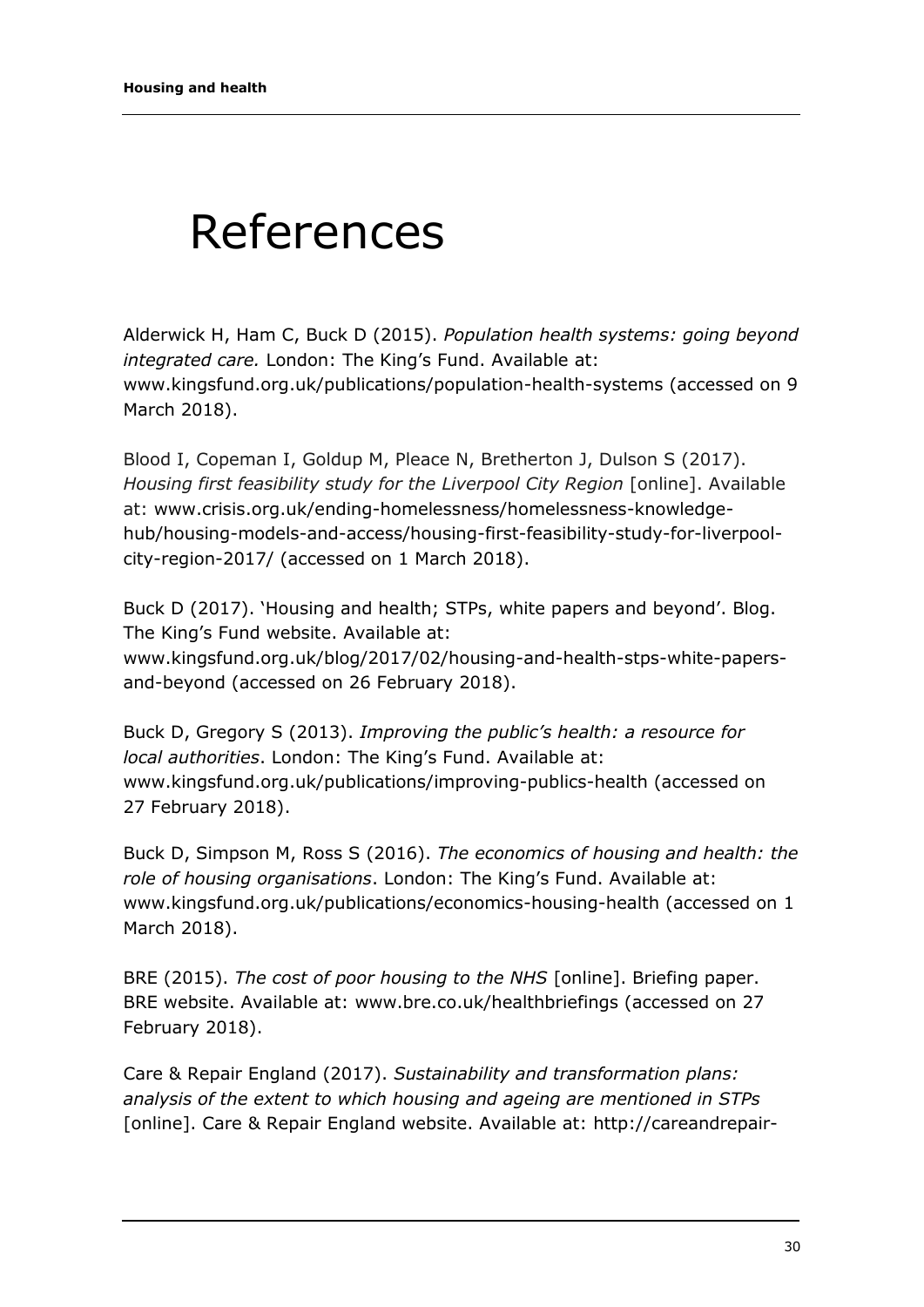# References

Alderwick H, Ham C, Buck D (2015). *Population health systems: going beyond integrated care.* London: The King's Fund. Available at: www.kingsfund.org.uk/publications/population-health-systems (accessed on 9 March 2018).

Blood I, Copeman I, Goldup M, Pleace N, Bretherton J, Dulson S (2017). *Housing first feasibility study for the Liverpool City Region* [online]. Available at: www.crisis.org.uk/ending-homelessness/homelessness-knowledge-hub/housing-models-and-access/housing-first-feasibility-study-for-liverpool-city-region-2017/ (accessed on 1 March 2018).

Buck D (2017). 'Housing and health; STPs, white papers and beyond'. Blog. The King's Fund website. Available at: www.kingsfund.org.uk/blog/2017/02/housing-and-health-stps-white-papers-and-beyond (accessed on 26 February 2018).

Buck D, Gregory S (2013). *Improving the public's health: a resource for local authorities*. London: The King's Fund. Available at: www.kingsfund.org.uk/publications/improving-publics-health (accessed on 27 February 2018).

Buck D, Simpson M, Ross S (2016). *The economics of housing and health: the role of housing organisations*. London: The King's Fund. Available at: www.kingsfund.org.uk/publications/economics-housing-health (accessed on 1 March 2018).

BRE (2015). *The cost of poor housing to the NHS* [online]. Briefing paper. BRE website. Available at: www.bre.co.uk/healthbriefings (accessed on 27 February 2018).

Care & Repair England (2017). *Sustainability and transformation plans: analysis of the extent to which housing and ageing are mentioned in STPs* [online]. Care & Repair England website. Available at: http://careandrepair-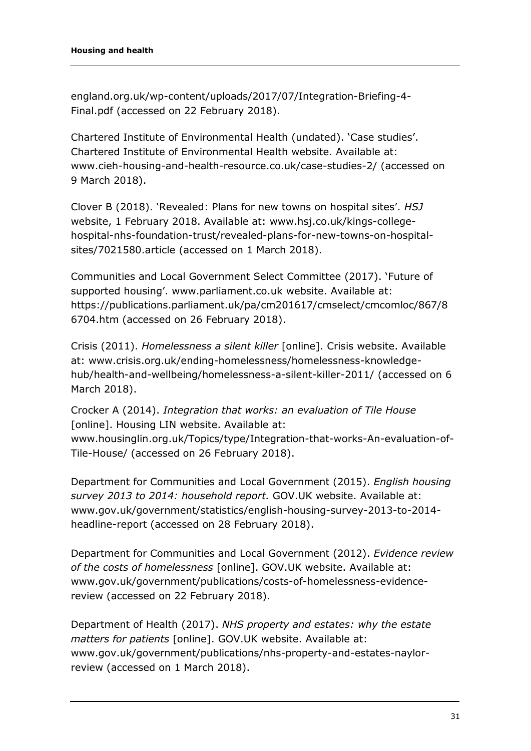england.org.uk/wp-content/uploads/2017/07/Integration-Briefing-4-Final.pdf (accessed on 22 February 2018).

Chartered Institute of Environmental Health (undated). 'Case studies'. Chartered Institute of Environmental Health website. Available at: www.cieh-housing-and-health-resource.co.uk/case-studies-2/ (accessed on 9 March 2018).

Clover B (2018). 'Revealed: Plans for new towns on hospital sites'. *HSJ* website, 1 February 2018. Available at: www.hsj.co.uk/kings-college-hospital-nhs-foundation-trust/revealed-plans-for-new-towns-on-hospital-sites/7021580.article (accessed on 1 March 2018).

Communities and Local Government Select Committee (2017). 'Future of supported housing'. www.parliament.co.uk website. Available at: https://publications.parliament.uk/pa/cm201617/cmselect/cmcomloc/867/86704.htm (accessed on 26 February 2018).

Crisis (2011). *Homelessness a silent killer* [online]. Crisis website. Available at: www.crisis.org.uk/ending-homelessness/homelessness-knowledge-hub/health-and-wellbeing/homelessness-a-silent-killer-2011/ (accessed on 6 March 2018).

Crocker A (2014). *Integration that works: an evaluation of Tile House* [online]. Housing LIN website. Available at: www.housinglin.org.uk/Topics/type/Integration-that-works-An-evaluation-of-Tile-House/ (accessed on 26 February 2018).

Department for Communities and Local Government (2015). *English housing survey 2013 to 2014: household report.* GOV.UK website. Available at: www.gov.uk/government/statistics/english-housing-survey-2013-to-2014-headline-report (accessed on 28 February 2018).

Department for Communities and Local Government (2012). *Evidence review of the costs of homelessness* [online]. GOV.UK website. Available at: www.gov.uk/government/publications/costs-of-homelessness-evidence-review (accessed on 22 February 2018).

Department of Health (2017). *NHS property and estates: why the estate matters for patients* [online]. GOV.UK website. Available at: www.gov.uk/government/publications/nhs-property-and-estates-naylor-review (accessed on 1 March 2018).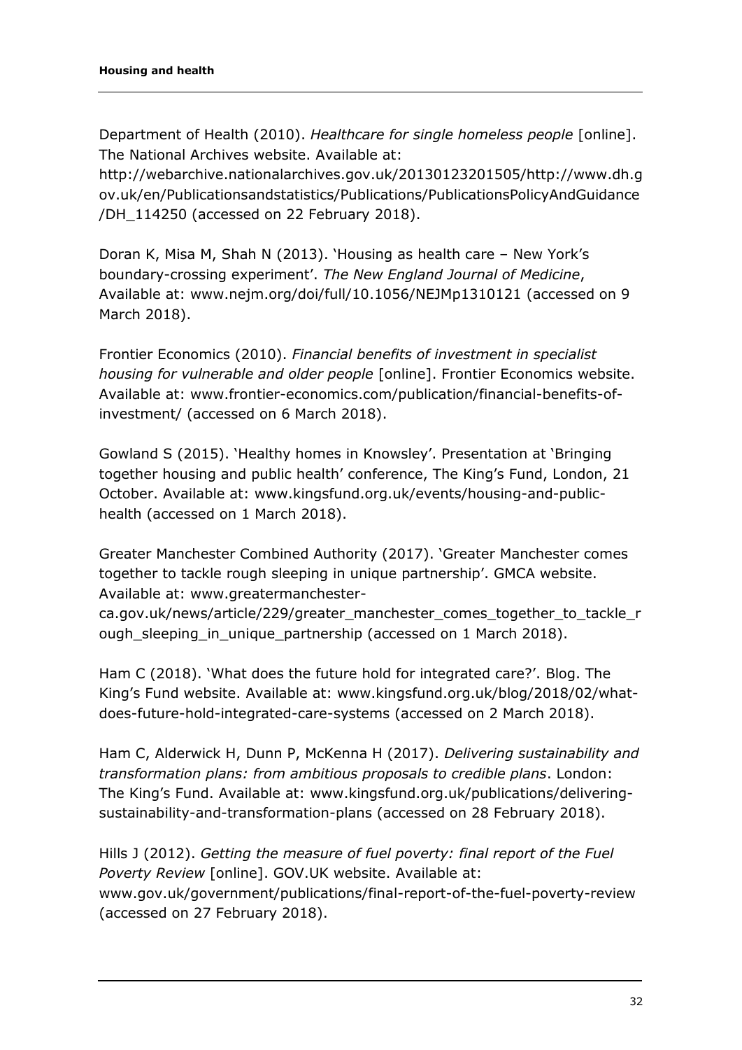Department of Health (2010). *Healthcare for single homeless people* [online]. The National Archives website. Available at: http://webarchive.nationalarchives.gov.uk/20130123201505/http://www.dh.gov.uk/en/Publicationsandstatistics/Publications/PublicationsPolicyAndGuidance/DH_114250 (accessed on 22 February 2018).

Doran K, Misa M, Shah N (2013). 'Housing as health care – New York's boundary-crossing experiment'. *The New England Journal of Medicine*, Available at: www.nejm.org/doi/full/10.1056/NEJMp1310121 (accessed on 9 March 2018).

Frontier Economics (2010). *Financial benefits of investment in specialist housing for vulnerable and older people* [online]. Frontier Economics website. Available at: www.frontier-economics.com/publication/financial-benefits-of-investment/ (accessed on 6 March 2018).

Gowland S (2015). 'Healthy homes in Knowsley'. Presentation at 'Bringing together housing and public health' conference, The King's Fund, London, 21 October. Available at: www.kingsfund.org.uk/events/housing-and-public-health (accessed on 1 March 2018).

Greater Manchester Combined Authority (2017). 'Greater Manchester comes together to tackle rough sleeping in unique partnership'. GMCA website. Available at: www.greatermanchester-ca.gov.uk/news/article/229/greater_manchester_comes_together_to_tackle_rough_sleeping_in_unique_partnership (accessed on 1 March 2018).

Ham C (2018). 'What does the future hold for integrated care?'. Blog. The King's Fund website. Available at: www.kingsfund.org.uk/blog/2018/02/what-does-future-hold-integrated-care-systems (accessed on 2 March 2018).

Ham C, Alderwick H, Dunn P, McKenna H (2017). *Delivering sustainability and transformation plans: from ambitious proposals to credible plans*. London: The King's Fund. Available at: www.kingsfund.org.uk/publications/delivering-sustainability-and-transformation-plans (accessed on 28 February 2018).

Hills J (2012). *Getting the measure of fuel poverty: final report of the Fuel Poverty Review* [online]. GOV.UK website. Available at: www.gov.uk/government/publications/final-report-of-the-fuel-poverty-review (accessed on 27 February 2018).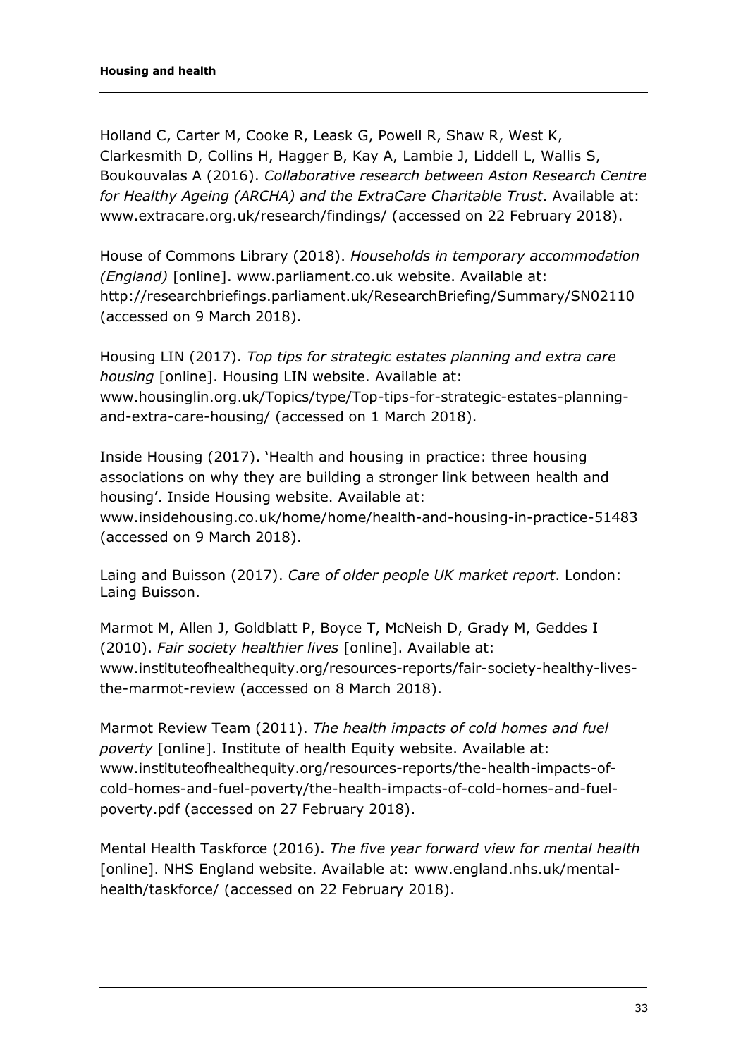Holland C, Carter M, Cooke R, Leask G, Powell R, Shaw R, West K, Clarkesmith D, Collins H, Hagger B, Kay A, Lambie J, Liddell L, Wallis S, Boukouvalas A (2016). *Collaborative research between Aston Research Centre for Healthy Ageing (ARCHA) and the ExtraCare Charitable Trust*. Available at: www.extracare.org.uk/research/findings/ (accessed on 22 February 2018).

House of Commons Library (2018). *Households in temporary accommodation (England)* [online]. www.parliament.co.uk website. Available at: http://researchbriefings.parliament.uk/ResearchBriefing/Summary/SN02110 (accessed on 9 March 2018).

Housing LIN (2017). *Top tips for strategic estates planning and extra care housing* [online]. Housing LIN website. Available at: www.housinglin.org.uk/Topics/type/Top-tips-for-strategic-estates-planning-and-extra-care-housing/ (accessed on 1 March 2018).

Inside Housing (2017). 'Health and housing in practice: three housing associations on why they are building a stronger link between health and housing'. Inside Housing website. Available at: www.insidehousing.co.uk/home/home/health-and-housing-in-practice-51483 (accessed on 9 March 2018).

Laing and Buisson (2017). *Care of older people UK market report*. London: Laing Buisson.

Marmot M, Allen J, Goldblatt P, Boyce T, McNeish D, Grady M, Geddes I (2010). *Fair society healthier lives* [online]. Available at: www.instituteofhealthequity.org/resources-reports/fair-society-healthy-lives-the-marmot-review (accessed on 8 March 2018).

Marmot Review Team (2011). *The health impacts of cold homes and fuel poverty* [online]. Institute of health Equity website. Available at: www.instituteofhealthequity.org/resources-reports/the-health-impacts-of-cold-homes-and-fuel-poverty/the-health-impacts-of-cold-homes-and-fuel-poverty.pdf (accessed on 27 February 2018).

Mental Health Taskforce (2016). *The five year forward view for mental health* [online]. NHS England website. Available at: www.england.nhs.uk/mental-health/taskforce/ (accessed on 22 February 2018).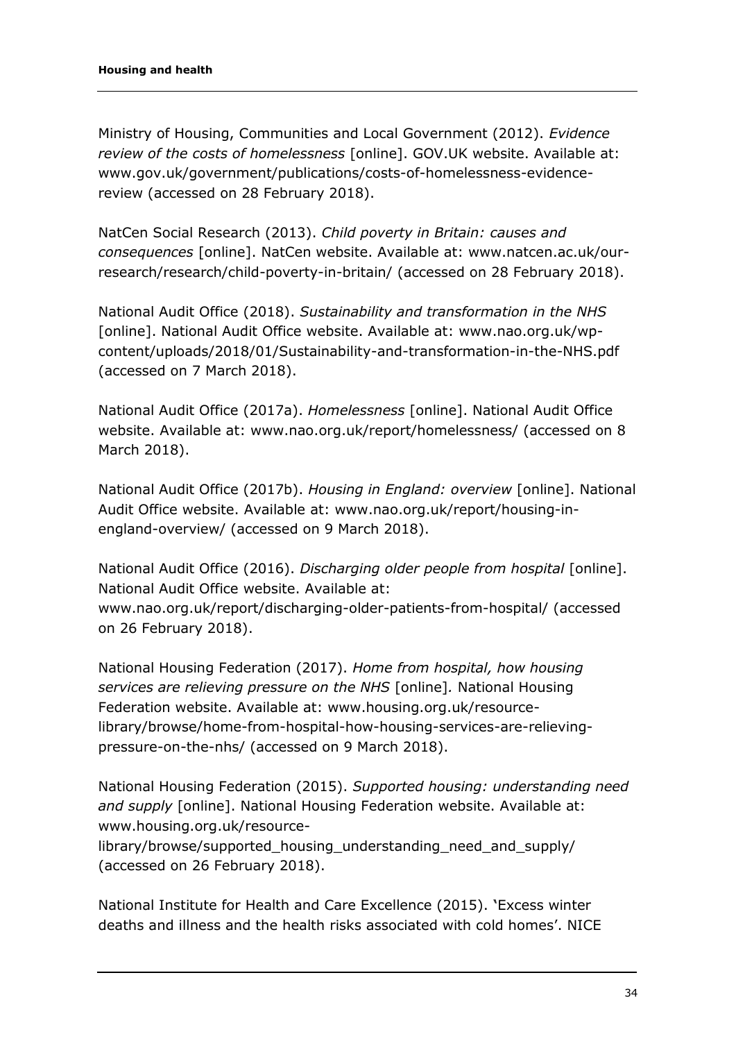Ministry of Housing, Communities and Local Government (2012). *Evidence review of the costs of homelessness* [online]. GOV.UK website. Available at: www.gov.uk/government/publications/costs-of-homelessness-evidence-review (accessed on 28 February 2018).

NatCen Social Research (2013). *Child poverty in Britain: causes and consequences* [online]. NatCen website. Available at: www.natcen.ac.uk/our-research/research/child-poverty-in-britain/ (accessed on 28 February 2018).

National Audit Office (2018). *Sustainability and transformation in the NHS* [online]. National Audit Office website. Available at: www.nao.org.uk/wp-content/uploads/2018/01/Sustainability-and-transformation-in-the-NHS.pdf (accessed on 7 March 2018).

National Audit Office (2017a). *Homelessness* [online]. National Audit Office website. Available at: www.nao.org.uk/report/homelessness/ (accessed on 8 March 2018).

National Audit Office (2017b). *Housing in England: overview* [online]. National Audit Office website. Available at: www.nao.org.uk/report/housing-in-england-overview/ (accessed on 9 March 2018).

National Audit Office (2016). *Discharging older people from hospital* [online]. National Audit Office website. Available at: www.nao.org.uk/report/discharging-older-patients-from-hospital/ (accessed on 26 February 2018).

National Housing Federation (2017). *Home from hospital, how housing services are relieving pressure on the NHS* [online]. National Housing Federation website. Available at: www.housing.org.uk/resource-library/browse/home-from-hospital-how-housing-services-are-relieving-pressure-on-the-nhs/ (accessed on 9 March 2018).

National Housing Federation (2015). *Supported housing: understanding need and supply* [online]. National Housing Federation website. Available at: www.housing.org.uk/resource-library/browse/supported_housing_understanding_need_and_supply/ (accessed on 26 February 2018).

National Institute for Health and Care Excellence (2015). 'Excess winter deaths and illness and the health risks associated with cold homes'. NICE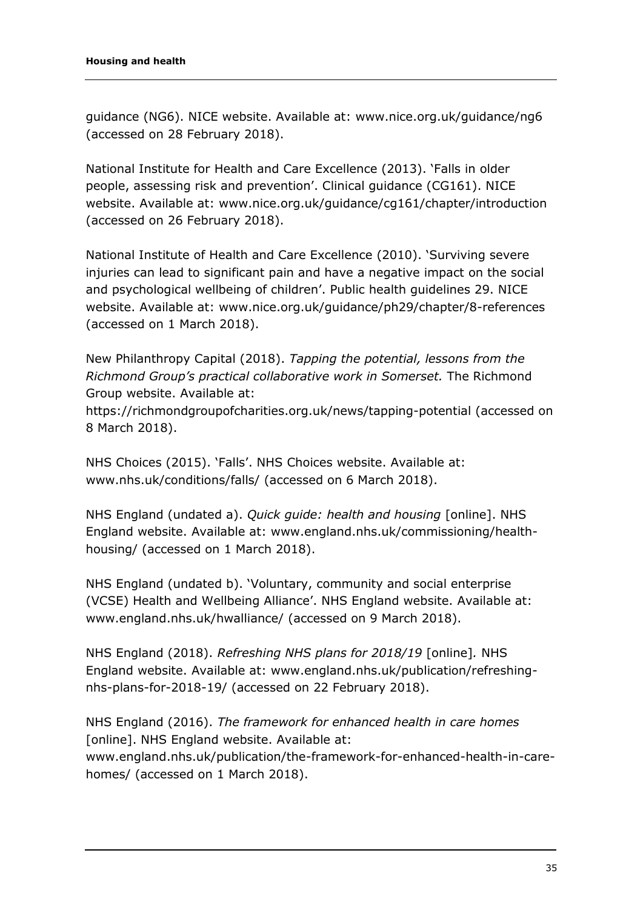guidance (NG6). NICE website. Available at: www.nice.org.uk/guidance/ng6 (accessed on 28 February 2018).

National Institute for Health and Care Excellence (2013). 'Falls in older people, assessing risk and prevention'. Clinical guidance (CG161). NICE website. Available at: www.nice.org.uk/guidance/cg161/chapter/introduction (accessed on 26 February 2018).

National Institute of Health and Care Excellence (2010). 'Surviving severe injuries can lead to significant pain and have a negative impact on the social and psychological wellbeing of children'. Public health guidelines 29. NICE website. Available at: www.nice.org.uk/guidance/ph29/chapter/8-references (accessed on 1 March 2018).

New Philanthropy Capital (2018). *Tapping the potential, lessons from the Richmond Group's practical collaborative work in Somerset.* The Richmond Group website. Available at: https://richmondgroupofcharities.org.uk/news/tapping-potential (accessed on 8 March 2018).

NHS Choices (2015). 'Falls'. NHS Choices website. Available at: www.nhs.uk/conditions/falls/ (accessed on 6 March 2018).

NHS England (undated a). *Quick guide: health and housing* [online]. NHS England website. Available at: www.england.nhs.uk/commissioning/health-housing/ (accessed on 1 March 2018).

NHS England (undated b). 'Voluntary, community and social enterprise (VCSE) Health and Wellbeing Alliance'. NHS England website. Available at: www.england.nhs.uk/hwalliance/ (accessed on 9 March 2018).

NHS England (2018). *Refreshing NHS plans for 2018/19* [online]. NHS England website. Available at: www.england.nhs.uk/publication/refreshing-nhs-plans-for-2018-19/ (accessed on 22 February 2018).

NHS England (2016). *The framework for enhanced health in care homes* [online]. NHS England website. Available at: www.england.nhs.uk/publication/the-framework-for-enhanced-health-in-care-homes/ (accessed on 1 March 2018).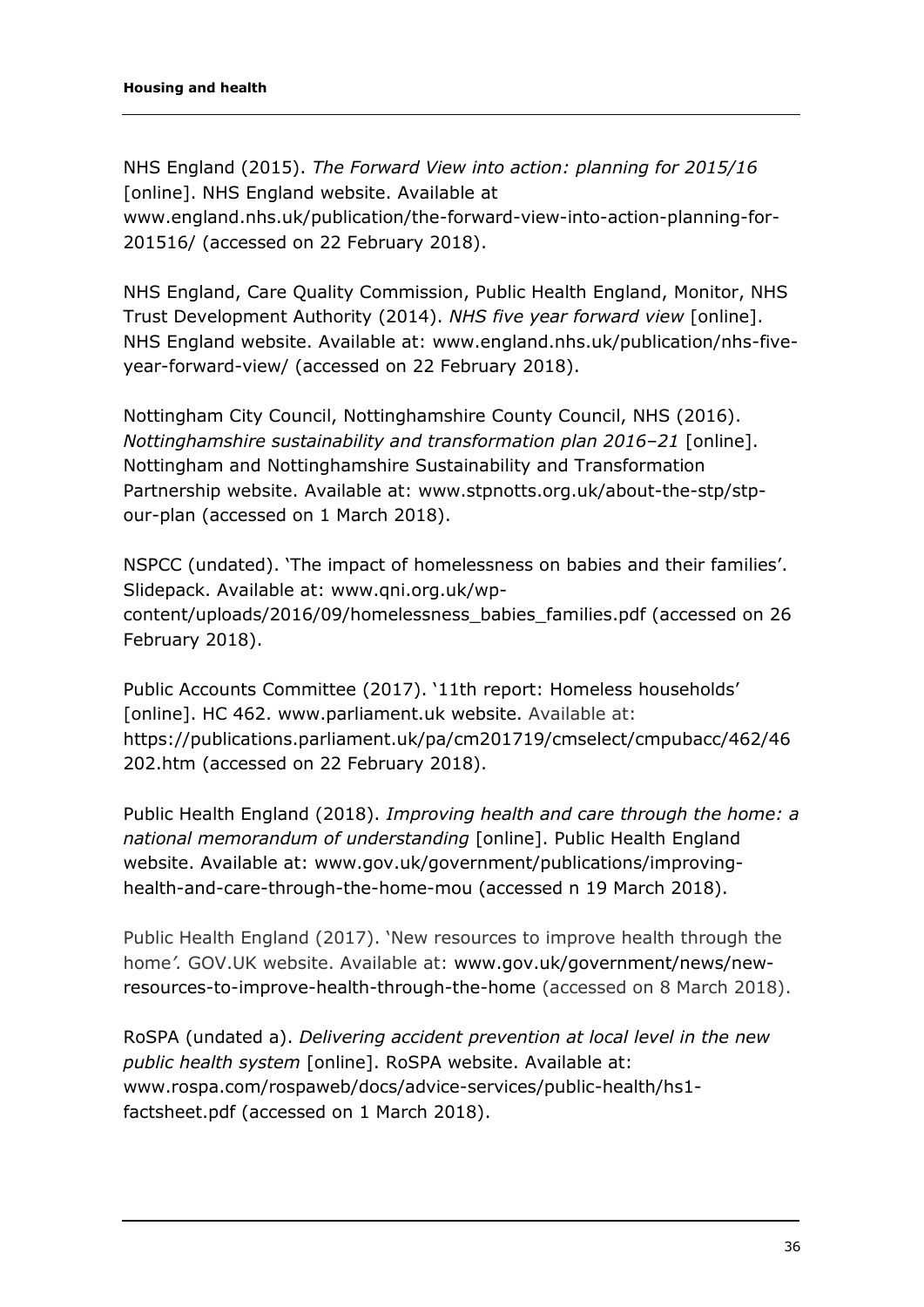NHS England (2015). *The Forward View into action: planning for 2015/16* [online]. NHS England website. Available at www.england.nhs.uk/publication/the-forward-view-into-action-planning-for-201516/ (accessed on 22 February 2018).

NHS England, Care Quality Commission, Public Health England, Monitor, NHS Trust Development Authority (2014). *NHS five year forward view* [online]. NHS England website. Available at: www.england.nhs.uk/publication/nhs-five-year-forward-view/ (accessed on 22 February 2018).

Nottingham City Council, Nottinghamshire County Council, NHS (2016). *Nottinghamshire sustainability and transformation plan 2016–21* [online]. Nottingham and Nottinghamshire Sustainability and Transformation Partnership website. Available at: www.stpnotts.org.uk/about-the-stp/stp-our-plan (accessed on 1 March 2018).

NSPCC (undated). 'The impact of homelessness on babies and their families'. Slidepack. Available at: www.qni.org.uk/wp-content/uploads/2016/09/homelessness_babies_families.pdf (accessed on 26 February 2018).

Public Accounts Committee (2017). '11th report: Homeless households' [online]. HC 462. www.parliament.uk website. Available at: https://publications.parliament.uk/pa/cm201719/cmselect/cmpubacc/462/46202.htm (accessed on 22 February 2018).

Public Health England (2018). *Improving health and care through the home: a national memorandum of understanding* [online]. Public Health England website. Available at: www.gov.uk/government/publications/improving-health-and-care-through-the-home-mou (accessed n 19 March 2018).

Public Health England (2017). 'New resources to improve health through the home'. GOV.UK website. Available at: www.gov.uk/government/news/new-resources-to-improve-health-through-the-home (accessed on 8 March 2018).

RoSPA (undated a). *Delivering accident prevention at local level in the new public health system* [online]. RoSPA website. Available at: www.rospa.com/rospaweb/docs/advice-services/public-health/hs1-factsheet.pdf (accessed on 1 March 2018).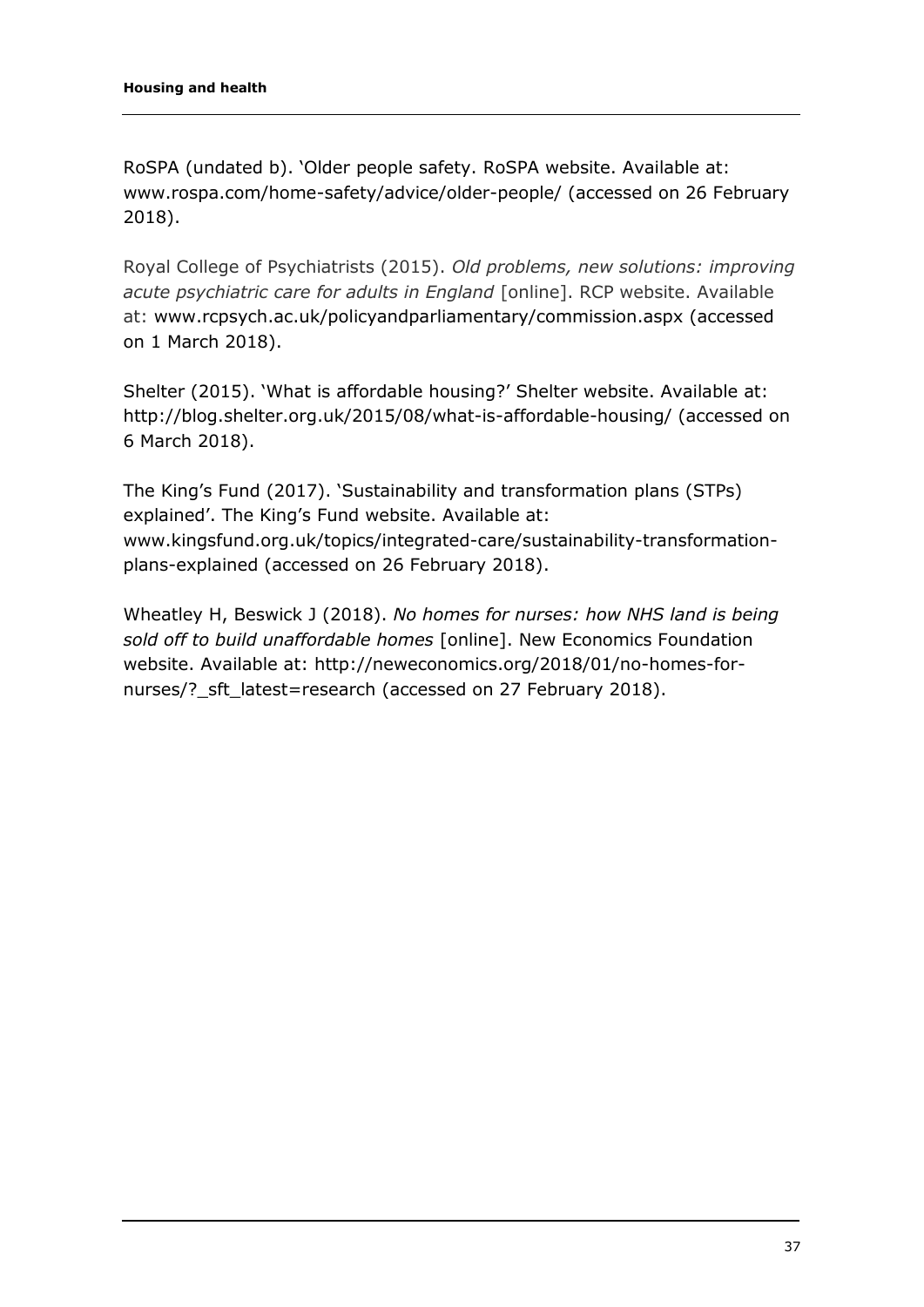RoSPA (undated b). 'Older people safety. RoSPA website. Available at: www.rospa.com/home-safety/advice/older-people/ (accessed on 26 February 2018).

Royal College of Psychiatrists (2015). *Old problems, new solutions: improving acute psychiatric care for adults in England* [online]. RCP website. Available at: www.rcpsych.ac.uk/policyandparliamentary/commission.aspx (accessed on 1 March 2018).

Shelter (2015). 'What is affordable housing?' Shelter website. Available at: http://blog.shelter.org.uk/2015/08/what-is-affordable-housing/ (accessed on 6 March 2018).

The King's Fund (2017). 'Sustainability and transformation plans (STPs) explained'. The King's Fund website. Available at: www.kingsfund.org.uk/topics/integrated-care/sustainability-transformation-plans-explained (accessed on 26 February 2018).

Wheatley H, Beswick J (2018). *No homes for nurses: how NHS land is being sold off to build unaffordable homes* [online]. New Economics Foundation website. Available at: http://neweconomics.org/2018/01/no-homes-for-nurses/?_sft_latest=research (accessed on 27 February 2018).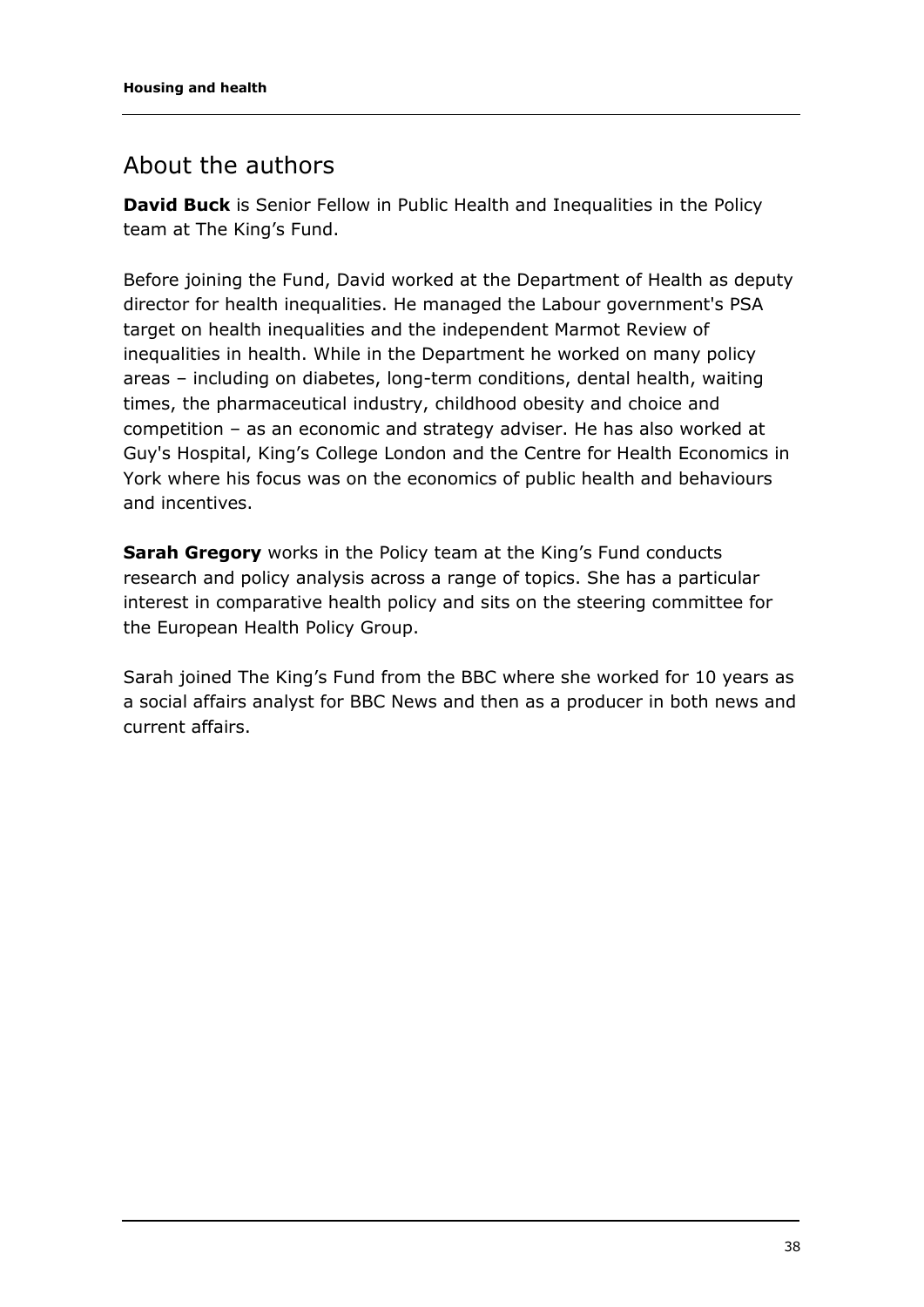## About the authors

**David Buck** is Senior Fellow in Public Health and Inequalities in the Policy team at The King's Fund.

Before joining the Fund, David worked at the Department of Health as deputy director for health inequalities. He managed the Labour government's PSA target on health inequalities and the independent Marmot Review of inequalities in health. While in the Department he worked on many policy areas – including on diabetes, long-term conditions, dental health, waiting times, the pharmaceutical industry, childhood obesity and choice and competition – as an economic and strategy adviser. He has also worked at Guy's Hospital, King's College London and the Centre for Health Economics in York where his focus was on the economics of public health and behaviours and incentives.

**Sarah Gregory** works in the Policy team at the King's Fund conducts research and policy analysis across a range of topics. She has a particular interest in comparative health policy and sits on the steering committee for the European Health Policy Group.

Sarah joined The King's Fund from the BBC where she worked for 10 years as a social affairs analyst for BBC News and then as a producer in both news and current affairs.